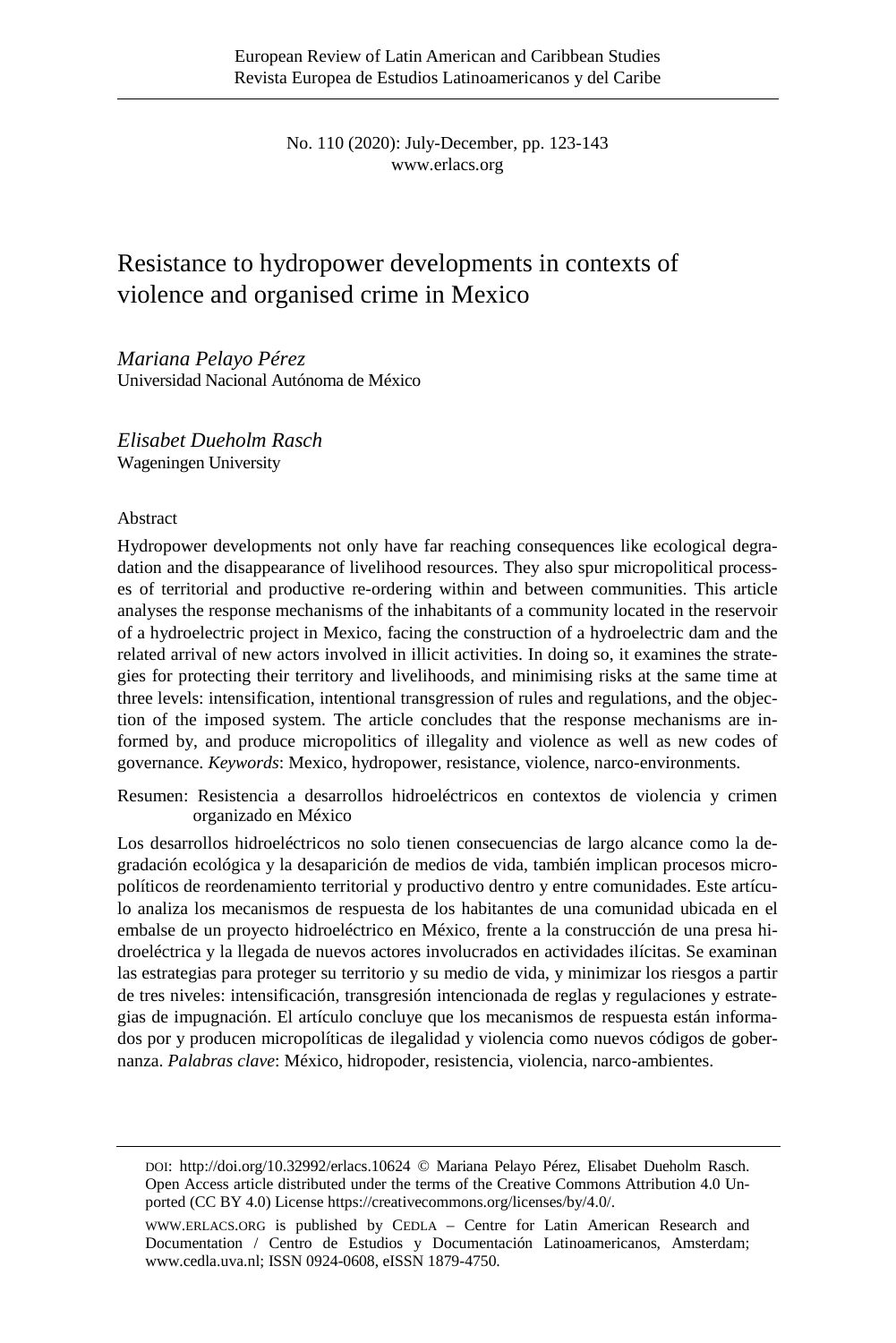# Resistance to hydropower developments in contexts of violence and organised crime in Mexico

*Mariana Pelayo Pérez*
Universidad Nacional Autónoma de México

*Elisabet Dueholm Rasch*
Wageningen University

## Abstract

Hydropower developments not only have far reaching consequences like ecological degradation and the disappearance of livelihood resources. They also spur micropolitical processes of territorial and productive re-ordering within and between communities. This article analyses the response mechanisms of the inhabitants of a community located in the reservoir of a hydroelectric project in Mexico, facing the construction of a hydroelectric dam and the related arrival of new actors involved in illicit activities. In doing so, it examines the strategies for protecting their territory and livelihoods, and minimising risks at the same time at three levels: intensification, intentional transgression of rules and regulations, and the objection of the imposed system. The article concludes that the response mechanisms are informed by, and produce micropolitics of illegality and violence as well as new codes of governance. *Keywords*: Mexico, hydropower, resistance, violence, narco-environments.

Resumen: Resistencia a desarrollos hidroeléctricos en contextos de violencia y crimen organizado en México

Los desarrollos hidroeléctricos no solo tienen consecuencias de largo alcance como la degradación ecológica y la desaparición de medios de vida, también implican procesos micropolíticos de reordenamiento territorial y productivo dentro y entre comunidades. Este artículo analiza los mecanismos de respuesta de los habitantes de una comunidad ubicada en el embalse de un proyecto hidroeléctrico en México, frente a la construcción de una presa hidroeléctrica y la llegada de nuevos actores involucrados en actividades ilícitas. Se examinan las estrategias para proteger su territorio y su medio de vida, y minimizar los riesgos a partir de tres niveles: intensificación, transgresión intencionada de reglas y regulaciones y estrategias de impugnación. El artículo concluye que los mecanismos de respuesta están informados por y producen micropolíticas de ilegalidad y violencia como nuevos códigos de gobernanza. *Palabras clave*: México, hidropoder, resistencia, violencia, narco-ambientes.

---

DOI: http://doi.org/10.32992/erlacs.10624 © Mariana Pelayo Pérez, Elisabet Dueholm Rasch. Open Access article distributed under the terms of the Creative Commons Attribution 4.0 Unported (CC BY 4.0) License https://creativecommons.org/licenses/by/4.0/.

WWW.ERLACS.ORG is published by CEDLA – Centre for Latin American Research and Documentation / Centro de Estudios y Documentación Latinoamericanos, Amsterdam; www.cedla.uva.nl; ISSN 0924-0608, eISSN 1879-4750.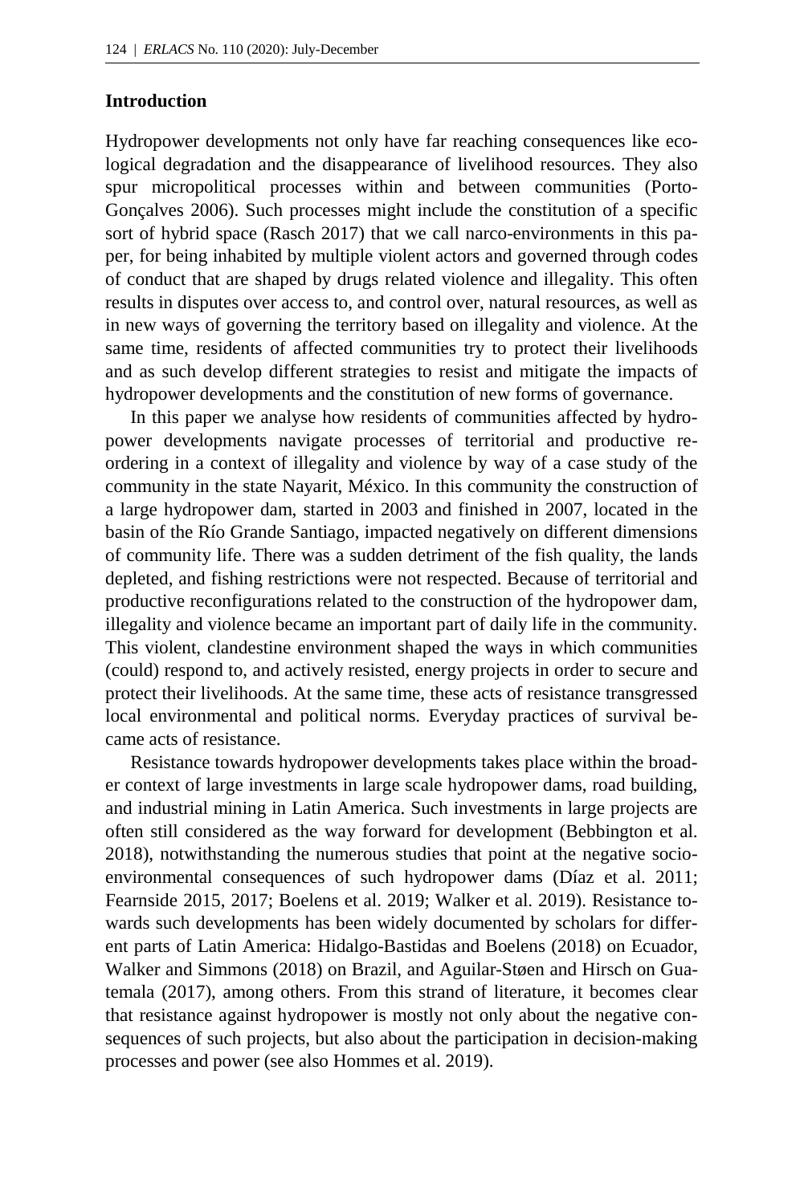## Introduction

Hydropower developments not only have far reaching consequences like ecological degradation and the disappearance of livelihood resources. They also spur micropolitical processes within and between communities (Porto-Gonçalves 2006). Such processes might include the constitution of a specific sort of hybrid space (Rasch 2017) that we call narco-environments in this paper, for being inhabited by multiple violent actors and governed through codes of conduct that are shaped by drugs related violence and illegality. This often results in disputes over access to, and control over, natural resources, as well as in new ways of governing the territory based on illegality and violence. At the same time, residents of affected communities try to protect their livelihoods and as such develop different strategies to resist and mitigate the impacts of hydropower developments and the constitution of new forms of governance.

In this paper we analyse how residents of communities affected by hydropower developments navigate processes of territorial and productive reordering in a context of illegality and violence by way of a case study of the community in the state Nayarit, México. In this community the construction of a large hydropower dam, started in 2003 and finished in 2007, located in the basin of the Río Grande Santiago, impacted negatively on different dimensions of community life. There was a sudden detriment of the fish quality, the lands depleted, and fishing restrictions were not respected. Because of territorial and productive reconfigurations related to the construction of the hydropower dam, illegality and violence became an important part of daily life in the community. This violent, clandestine environment shaped the ways in which communities (could) respond to, and actively resisted, energy projects in order to secure and protect their livelihoods. At the same time, these acts of resistance transgressed local environmental and political norms. Everyday practices of survival became acts of resistance.

Resistance towards hydropower developments takes place within the broader context of large investments in large scale hydropower dams, road building, and industrial mining in Latin America. Such investments in large projects are often still considered as the way forward for development (Bebbington et al. 2018), notwithstanding the numerous studies that point at the negative socio-environmental consequences of such hydropower dams (Díaz et al. 2011; Fearnside 2015, 2017; Boelens et al. 2019; Walker et al. 2019). Resistance towards such developments has been widely documented by scholars for different parts of Latin America: Hidalgo-Bastidas and Boelens (2018) on Ecuador, Walker and Simmons (2018) on Brazil, and Aguilar-Støen and Hirsch on Guatemala (2017), among others. From this strand of literature, it becomes clear that resistance against hydropower is mostly not only about the negative consequences of such projects, but also about the participation in decision-making processes and power (see also Hommes et al. 2019).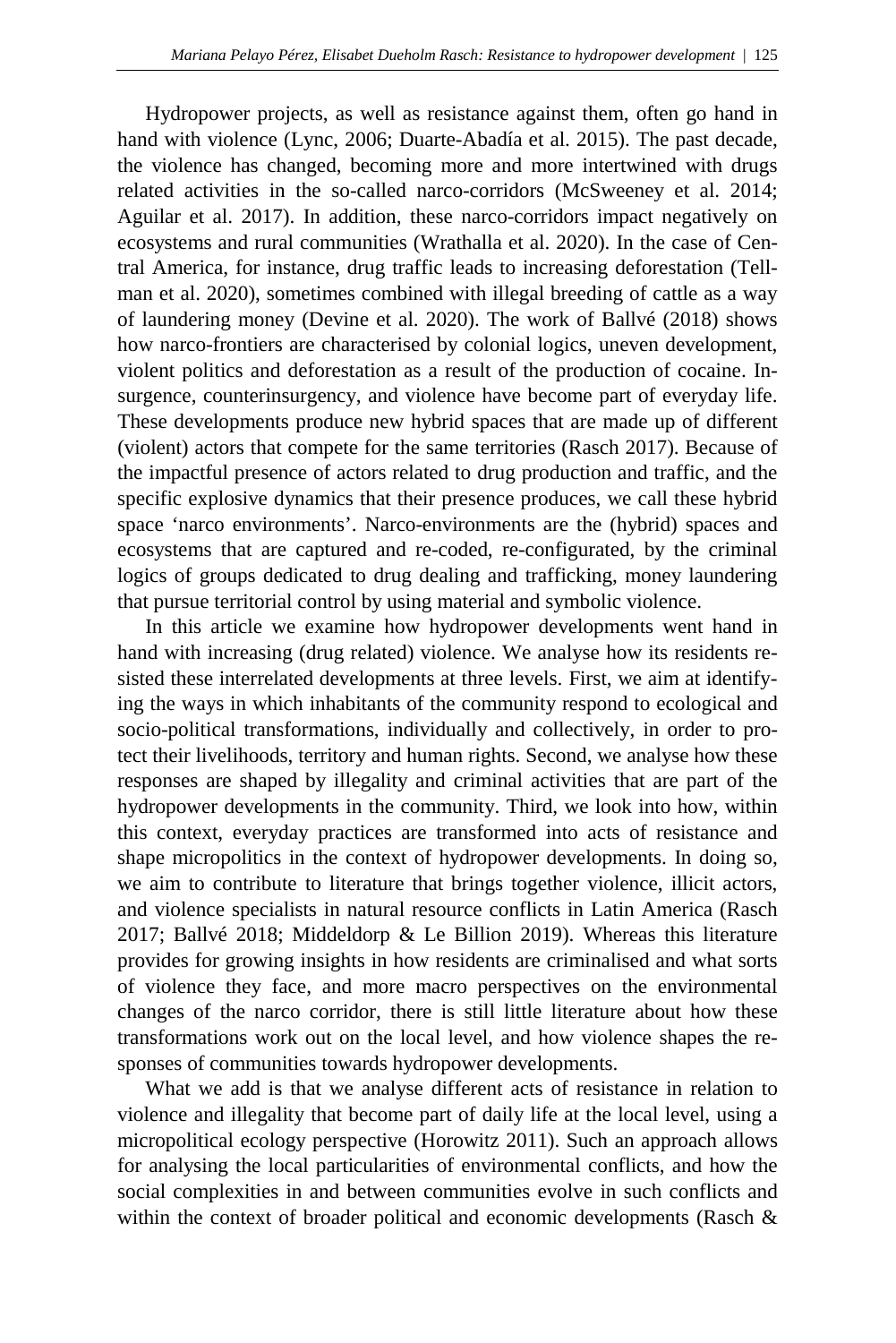Hydropower projects, as well as resistance against them, often go hand in hand with violence (Lync, 2006; Duarte-Abadía et al. 2015). The past decade, the violence has changed, becoming more and more intertwined with drugs related activities in the so-called narco-corridors (McSweeney et al. 2014; Aguilar et al. 2017). In addition, these narco-corridors impact negatively on ecosystems and rural communities (Wrathalla et al. 2020). In the case of Central America, for instance, drug traffic leads to increasing deforestation (Tellman et al. 2020), sometimes combined with illegal breeding of cattle as a way of laundering money (Devine et al. 2020). The work of Ballvé (2018) shows how narco-frontiers are characterised by colonial logics, uneven development, violent politics and deforestation as a result of the production of cocaine. Insurgence, counterinsurgency, and violence have become part of everyday life. These developments produce new hybrid spaces that are made up of different (violent) actors that compete for the same territories (Rasch 2017). Because of the impactful presence of actors related to drug production and traffic, and the specific explosive dynamics that their presence produces, we call these hybrid space 'narco environments'. Narco-environments are the (hybrid) spaces and ecosystems that are captured and re-coded, re-configurated, by the criminal logics of groups dedicated to drug dealing and trafficking, money laundering that pursue territorial control by using material and symbolic violence.

In this article we examine how hydropower developments went hand in hand with increasing (drug related) violence. We analyse how its residents resisted these interrelated developments at three levels. First, we aim at identifying the ways in which inhabitants of the community respond to ecological and socio-political transformations, individually and collectively, in order to protect their livelihoods, territory and human rights. Second, we analyse how these responses are shaped by illegality and criminal activities that are part of the hydropower developments in the community. Third, we look into how, within this context, everyday practices are transformed into acts of resistance and shape micropolitics in the context of hydropower developments. In doing so, we aim to contribute to literature that brings together violence, illicit actors, and violence specialists in natural resource conflicts in Latin America (Rasch 2017; Ballvé 2018; Middeldorp & Le Billion 2019). Whereas this literature provides for growing insights in how residents are criminalised and what sorts of violence they face, and more macro perspectives on the environmental changes of the narco corridor, there is still little literature about how these transformations work out on the local level, and how violence shapes the responses of communities towards hydropower developments.

What we add is that we analyse different acts of resistance in relation to violence and illegality that become part of daily life at the local level, using a micropolitical ecology perspective (Horowitz 2011). Such an approach allows for analysing the local particularities of environmental conflicts, and how the social complexities in and between communities evolve in such conflicts and within the context of broader political and economic developments (Rasch &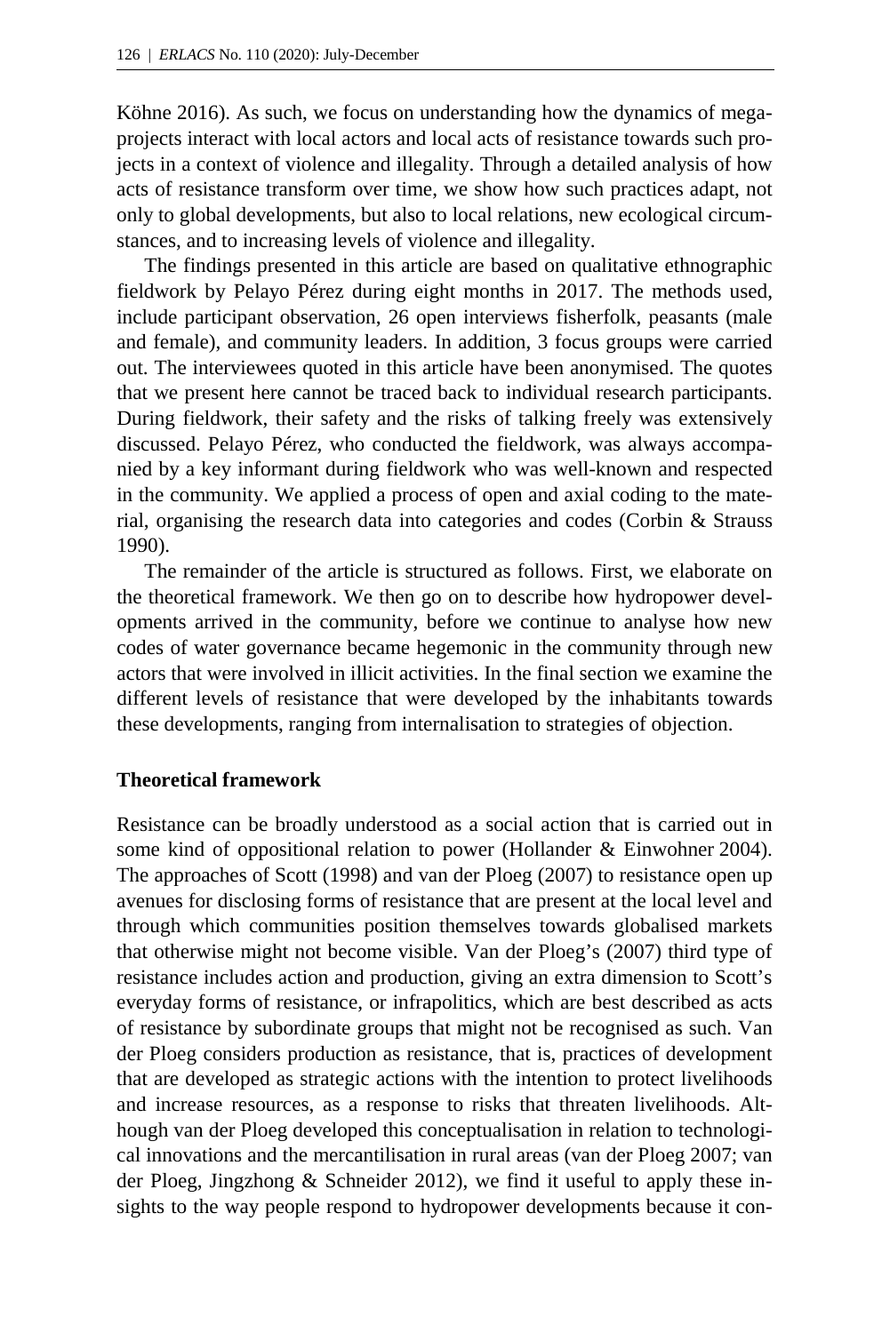Köhne 2016). As such, we focus on understanding how the dynamics of megaprojects interact with local actors and local acts of resistance towards such projects in a context of violence and illegality. Through a detailed analysis of how acts of resistance transform over time, we show how such practices adapt, not only to global developments, but also to local relations, new ecological circumstances, and to increasing levels of violence and illegality.

The findings presented in this article are based on qualitative ethnographic fieldwork by Pelayo Pérez during eight months in 2017. The methods used, include participant observation, 26 open interviews fisherfolk, peasants (male and female), and community leaders. In addition, 3 focus groups were carried out. The interviewees quoted in this article have been anonymised. The quotes that we present here cannot be traced back to individual research participants. During fieldwork, their safety and the risks of talking freely was extensively discussed. Pelayo Pérez, who conducted the fieldwork, was always accompanied by a key informant during fieldwork who was well-known and respected in the community. We applied a process of open and axial coding to the material, organising the research data into categories and codes (Corbin & Strauss 1990).

The remainder of the article is structured as follows. First, we elaborate on the theoretical framework. We then go on to describe how hydropower developments arrived in the community, before we continue to analyse how new codes of water governance became hegemonic in the community through new actors that were involved in illicit activities. In the final section we examine the different levels of resistance that were developed by the inhabitants towards these developments, ranging from internalisation to strategies of objection.

## Theoretical framework

Resistance can be broadly understood as a social action that is carried out in some kind of oppositional relation to power (Hollander & Einwohner 2004). The approaches of Scott (1998) and van der Ploeg (2007) to resistance open up avenues for disclosing forms of resistance that are present at the local level and through which communities position themselves towards globalised markets that otherwise might not become visible. Van der Ploeg's (2007) third type of resistance includes action and production, giving an extra dimension to Scott's everyday forms of resistance, or infrapolitics, which are best described as acts of resistance by subordinate groups that might not be recognised as such. Van der Ploeg considers production as resistance, that is, practices of development that are developed as strategic actions with the intention to protect livelihoods and increase resources, as a response to risks that threaten livelihoods. Although van der Ploeg developed this conceptualisation in relation to technological innovations and the mercantilisation in rural areas (van der Ploeg 2007; van der Ploeg, Jingzhong & Schneider 2012), we find it useful to apply these insights to the way people respond to hydropower developments because it con-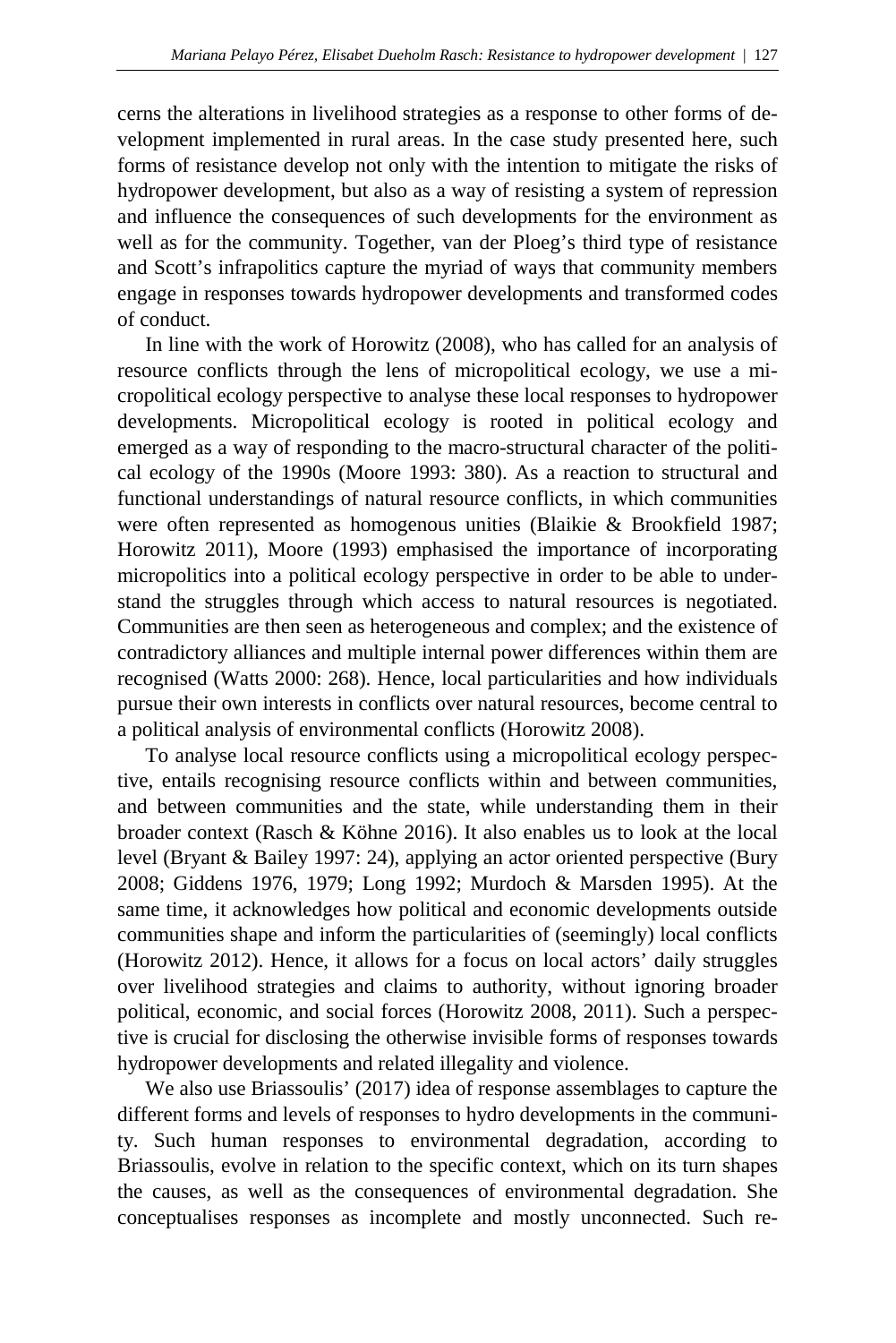cerns the alterations in livelihood strategies as a response to other forms of development implemented in rural areas. In the case study presented here, such forms of resistance develop not only with the intention to mitigate the risks of hydropower development, but also as a way of resisting a system of repression and influence the consequences of such developments for the environment as well as for the community. Together, van der Ploeg's third type of resistance and Scott's infrapolitics capture the myriad of ways that community members engage in responses towards hydropower developments and transformed codes of conduct.

In line with the work of Horowitz (2008), who has called for an analysis of resource conflicts through the lens of micropolitical ecology, we use a micropolitical ecology perspective to analyse these local responses to hydropower developments. Micropolitical ecology is rooted in political ecology and emerged as a way of responding to the macro-structural character of the political ecology of the 1990s (Moore 1993: 380). As a reaction to structural and functional understandings of natural resource conflicts, in which communities were often represented as homogenous unities (Blaikie & Brookfield 1987; Horowitz 2011), Moore (1993) emphasised the importance of incorporating micropolitics into a political ecology perspective in order to be able to understand the struggles through which access to natural resources is negotiated. Communities are then seen as heterogeneous and complex; and the existence of contradictory alliances and multiple internal power differences within them are recognised (Watts 2000: 268). Hence, local particularities and how individuals pursue their own interests in conflicts over natural resources, become central to a political analysis of environmental conflicts (Horowitz 2008).

To analyse local resource conflicts using a micropolitical ecology perspective, entails recognising resource conflicts within and between communities, and between communities and the state, while understanding them in their broader context (Rasch & Köhne 2016). It also enables us to look at the local level (Bryant & Bailey 1997: 24), applying an actor oriented perspective (Bury 2008; Giddens 1976, 1979; Long 1992; Murdoch & Marsden 1995). At the same time, it acknowledges how political and economic developments outside communities shape and inform the particularities of (seemingly) local conflicts (Horowitz 2012). Hence, it allows for a focus on local actors' daily struggles over livelihood strategies and claims to authority, without ignoring broader political, economic, and social forces (Horowitz 2008, 2011). Such a perspective is crucial for disclosing the otherwise invisible forms of responses towards hydropower developments and related illegality and violence.

We also use Briassoulis' (2017) idea of response assemblages to capture the different forms and levels of responses to hydro developments in the community. Such human responses to environmental degradation, according to Briassoulis, evolve in relation to the specific context, which on its turn shapes the causes, as well as the consequences of environmental degradation. She conceptualises responses as incomplete and mostly unconnected. Such re-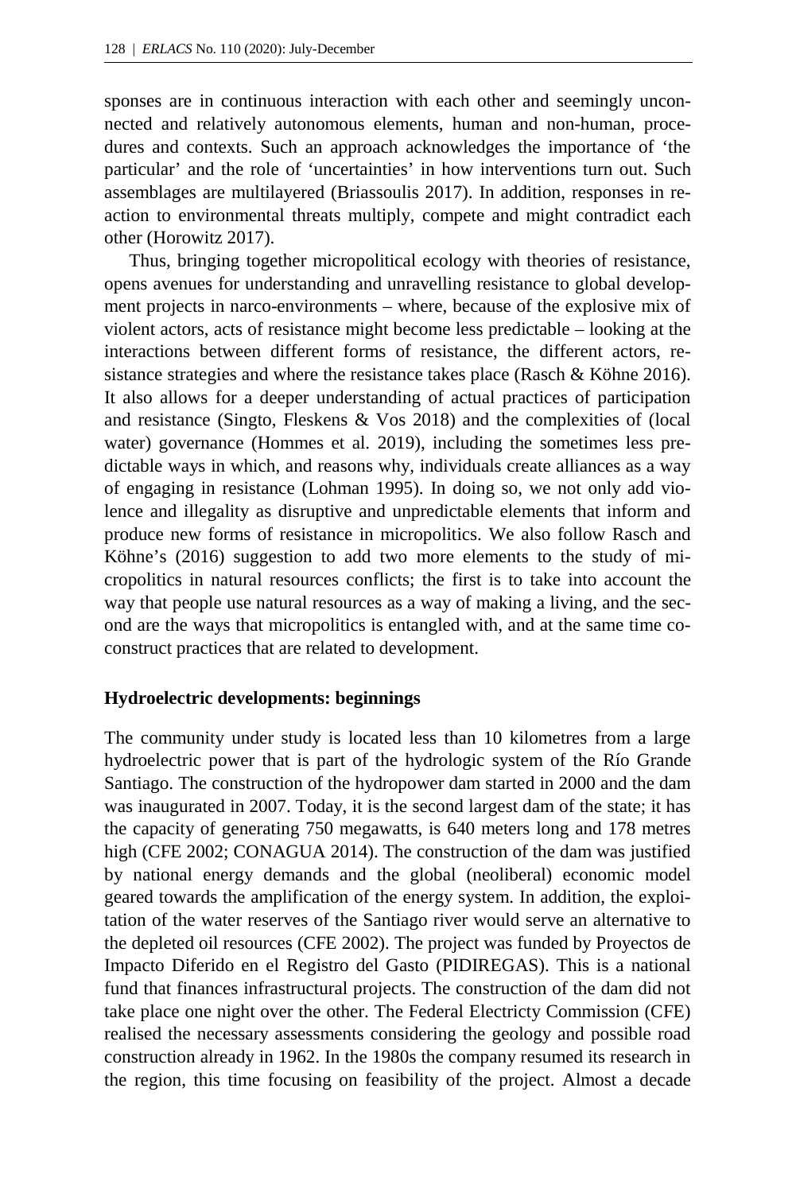sponses are in continuous interaction with each other and seemingly unconnected and relatively autonomous elements, human and non-human, procedures and contexts. Such an approach acknowledges the importance of 'the particular' and the role of 'uncertainties' in how interventions turn out. Such assemblages are multilayered (Briassoulis 2017). In addition, responses in reaction to environmental threats multiply, compete and might contradict each other (Horowitz 2017).

Thus, bringing together micropolitical ecology with theories of resistance, opens avenues for understanding and unravelling resistance to global development projects in narco-environments – where, because of the explosive mix of violent actors, acts of resistance might become less predictable – looking at the interactions between different forms of resistance, the different actors, resistance strategies and where the resistance takes place (Rasch & Köhne 2016). It also allows for a deeper understanding of actual practices of participation and resistance (Singto, Fleskens & Vos 2018) and the complexities of (local water) governance (Hommes et al. 2019), including the sometimes less predictable ways in which, and reasons why, individuals create alliances as a way of engaging in resistance (Lohman 1995). In doing so, we not only add violence and illegality as disruptive and unpredictable elements that inform and produce new forms of resistance in micropolitics. We also follow Rasch and Köhne's (2016) suggestion to add two more elements to the study of micropolitics in natural resources conflicts; the first is to take into account the way that people use natural resources as a way of making a living, and the second are the ways that micropolitics is entangled with, and at the same time co-construct practices that are related to development.

## Hydroelectric developments: beginnings

The community under study is located less than 10 kilometres from a large hydroelectric power that is part of the hydrologic system of the Río Grande Santiago. The construction of the hydropower dam started in 2000 and the dam was inaugurated in 2007. Today, it is the second largest dam of the state; it has the capacity of generating 750 megawatts, is 640 meters long and 178 metres high (CFE 2002; CONAGUA 2014). The construction of the dam was justified by national energy demands and the global (neoliberal) economic model geared towards the amplification of the energy system. In addition, the exploitation of the water reserves of the Santiago river would serve an alternative to the depleted oil resources (CFE 2002). The project was funded by Proyectos de Impacto Diferido en el Registro del Gasto (PIDIREGAS). This is a national fund that finances infrastructural projects. The construction of the dam did not take place one night over the other. The Federal Electricty Commission (CFE) realised the necessary assessments considering the geology and possible road construction already in 1962. In the 1980s the company resumed its research in the region, this time focusing on feasibility of the project. Almost a decade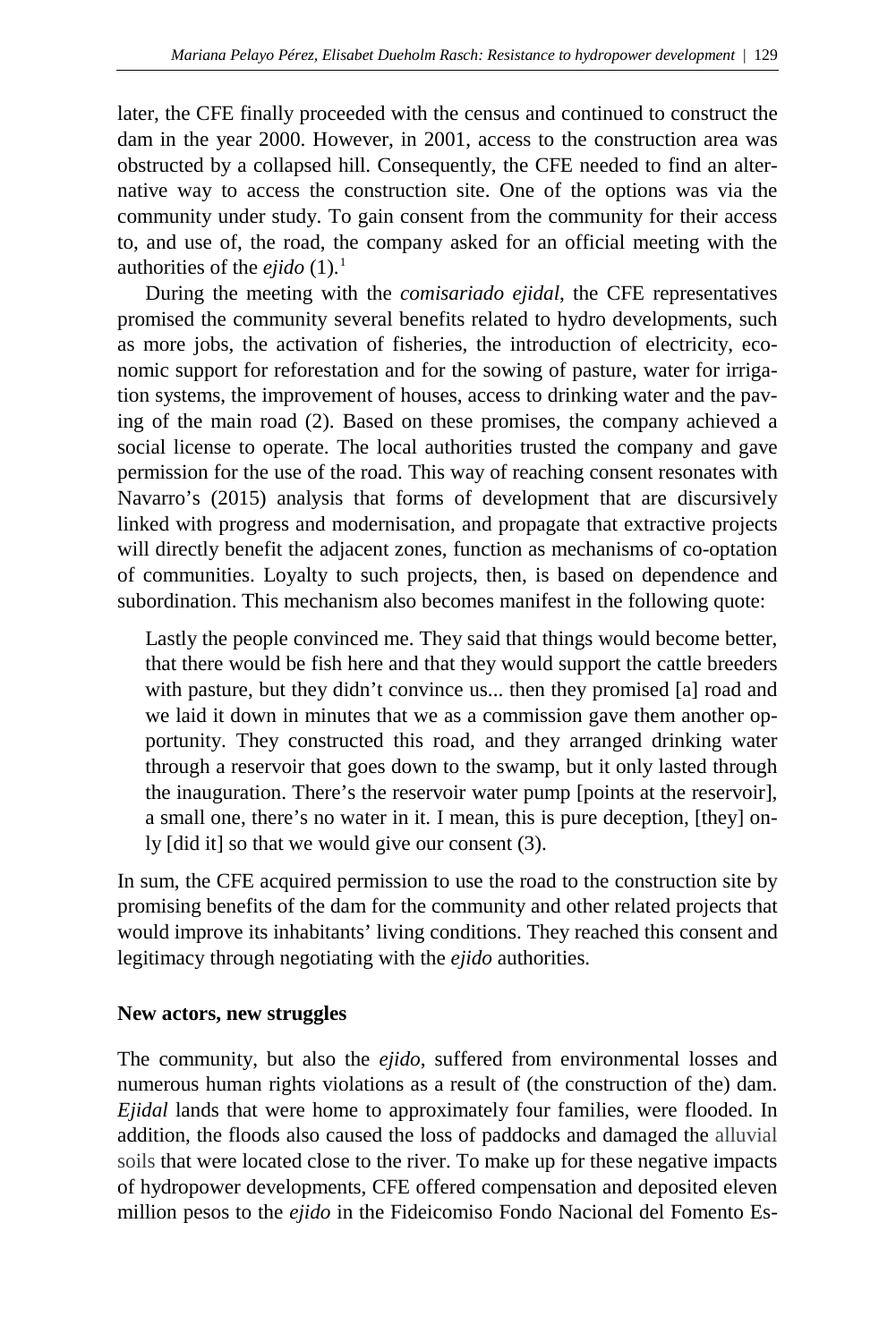later, the CFE finally proceeded with the census and continued to construct the dam in the year 2000. However, in 2001, access to the construction area was obstructed by a collapsed hill. Consequently, the CFE needed to find an alternative way to access the construction site. One of the options was via the community under study. To gain consent from the community for their access to, and use of, the road, the company asked for an official meeting with the authorities of the *ejido* (1).[1]

During the meeting with the *comisariado ejidal*, the CFE representatives promised the community several benefits related to hydro developments, such as more jobs, the activation of fisheries, the introduction of electricity, economic support for reforestation and for the sowing of pasture, water for irrigation systems, the improvement of houses, access to drinking water and the paving of the main road (2). Based on these promises, the company achieved a social license to operate. The local authorities trusted the company and gave permission for the use of the road. This way of reaching consent resonates with Navarro's (2015) analysis that forms of development that are discursively linked with progress and modernisation, and propagate that extractive projects will directly benefit the adjacent zones, function as mechanisms of co-optation of communities. Loyalty to such projects, then, is based on dependence and subordination. This mechanism also becomes manifest in the following quote:

> Lastly the people convinced me. They said that things would become better, that there would be fish here and that they would support the cattle breeders with pasture, but they didn't convince us... then they promised [a] road and we laid it down in minutes that we as a commission gave them another opportunity. They constructed this road, and they arranged drinking water through a reservoir that goes down to the swamp, but it only lasted through the inauguration. There's the reservoir water pump [points at the reservoir], a small one, there's no water in it. I mean, this is pure deception, [they] only [did it] so that we would give our consent (3).

In sum, the CFE acquired permission to use the road to the construction site by promising benefits of the dam for the community and other related projects that would improve its inhabitants' living conditions. They reached this consent and legitimacy through negotiating with the *ejido* authorities.

**New actors, new struggles**

The community, but also the *ejido*, suffered from environmental losses and numerous human rights violations as a result of (the construction of the) dam. *Ejidal* lands that were home to approximately four families, were flooded. In addition, the floods also caused the loss of paddocks and damaged the alluvial soils that were located close to the river. To make up for these negative impacts of hydropower developments, CFE offered compensation and deposited eleven million pesos to the *ejido* in the Fideicomiso Fondo Nacional del Fomento Es-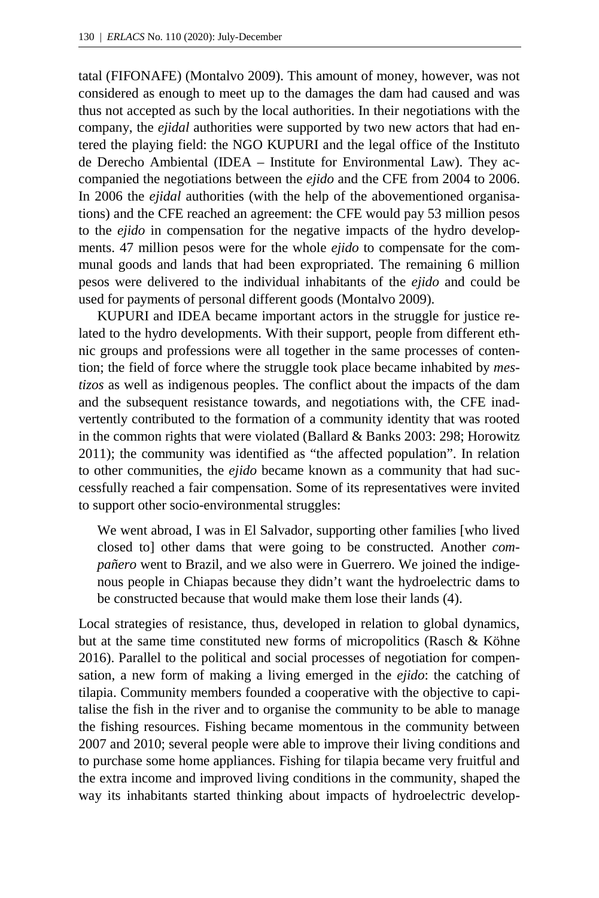tatal (FIFONAFE) (Montalvo 2009). This amount of money, however, was not considered as enough to meet up to the damages the dam had caused and was thus not accepted as such by the local authorities. In their negotiations with the company, the *ejidal* authorities were supported by two new actors that had entered the playing field: the NGO KUPURI and the legal office of the Instituto de Derecho Ambiental (IDEA – Institute for Environmental Law). They accompanied the negotiations between the *ejido* and the CFE from 2004 to 2006. In 2006 the *ejidal* authorities (with the help of the abovementioned organisations) and the CFE reached an agreement: the CFE would pay 53 million pesos to the *ejido* in compensation for the negative impacts of the hydro developments. 47 million pesos were for the whole *ejido* to compensate for the communal goods and lands that had been expropriated. The remaining 6 million pesos were delivered to the individual inhabitants of the *ejido* and could be used for payments of personal different goods (Montalvo 2009).

KUPURI and IDEA became important actors in the struggle for justice related to the hydro developments. With their support, people from different ethnic groups and professions were all together in the same processes of contention; the field of force where the struggle took place became inhabited by *mestizos* as well as indigenous peoples. The conflict about the impacts of the dam and the subsequent resistance towards, and negotiations with, the CFE inadvertently contributed to the formation of a community identity that was rooted in the common rights that were violated (Ballard & Banks 2003: 298; Horowitz 2011); the community was identified as "the affected population". In relation to other communities, the *ejido* became known as a community that had successfully reached a fair compensation. Some of its representatives were invited to support other socio-environmental struggles:

> We went abroad, I was in El Salvador, supporting other families [who lived closed to] other dams that were going to be constructed. Another *compañero* went to Brazil, and we also were in Guerrero. We joined the indigenous people in Chiapas because they didn't want the hydroelectric dams to be constructed because that would make them lose their lands (4).

Local strategies of resistance, thus, developed in relation to global dynamics, but at the same time constituted new forms of micropolitics (Rasch & Köhne 2016). Parallel to the political and social processes of negotiation for compensation, a new form of making a living emerged in the *ejido*: the catching of tilapia. Community members founded a cooperative with the objective to capitalise the fish in the river and to organise the community to be able to manage the fishing resources. Fishing became momentous in the community between 2007 and 2010; several people were able to improve their living conditions and to purchase some home appliances. Fishing for tilapia became very fruitful and the extra income and improved living conditions in the community, shaped the way its inhabitants started thinking about impacts of hydroelectric develop-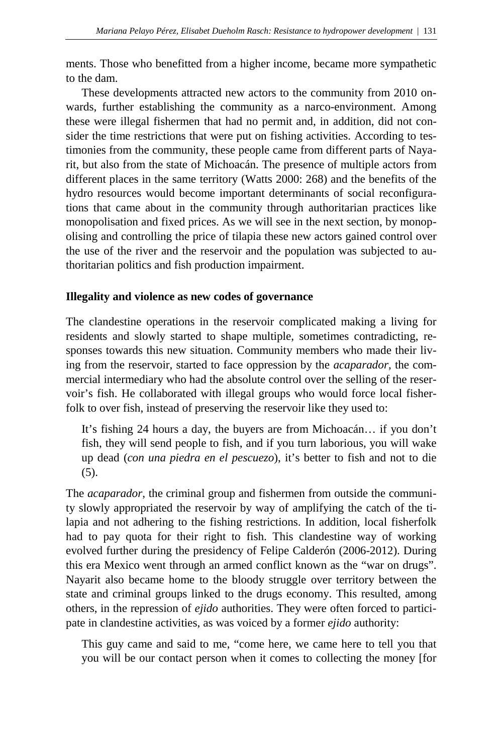ments. Those who benefitted from a higher income, became more sympathetic to the dam.

These developments attracted new actors to the community from 2010 onwards, further establishing the community as a narco-environment. Among these were illegal fishermen that had no permit and, in addition, did not consider the time restrictions that were put on fishing activities. According to testimonies from the community, these people came from different parts of Nayarit, but also from the state of Michoacán. The presence of multiple actors from different places in the same territory (Watts 2000: 268) and the benefits of the hydro resources would become important determinants of social reconfigurations that came about in the community through authoritarian practices like monopolisation and fixed prices. As we will see in the next section, by monopolising and controlling the price of tilapia these new actors gained control over the use of the river and the reservoir and the population was subjected to authoritarian politics and fish production impairment.

## Illegality and violence as new codes of governance

The clandestine operations in the reservoir complicated making a living for residents and slowly started to shape multiple, sometimes contradicting, responses towards this new situation. Community members who made their living from the reservoir, started to face oppression by the *acaparador*, the commercial intermediary who had the absolute control over the selling of the reservoir's fish. He collaborated with illegal groups who would force local fisherfolk to over fish, instead of preserving the reservoir like they used to:

> It's fishing 24 hours a day, the buyers are from Michoacán… if you don't fish, they will send people to fish, and if you turn laborious, you will wake up dead (*con una piedra en el pescuezo*), it's better to fish and not to die (5).

The *acaparador*, the criminal group and fishermen from outside the community slowly appropriated the reservoir by way of amplifying the catch of the tilapia and not adhering to the fishing restrictions. In addition, local fisherfolk had to pay quota for their right to fish. This clandestine way of working evolved further during the presidency of Felipe Calderón (2006-2012). During this era Mexico went through an armed conflict known as the "war on drugs". Nayarit also became home to the bloody struggle over territory between the state and criminal groups linked to the drugs economy. This resulted, among others, in the repression of *ejido* authorities. They were often forced to participate in clandestine activities, as was voiced by a former *ejido* authority:

> This guy came and said to me, "come here, we came here to tell you that you will be our contact person when it comes to collecting the money [for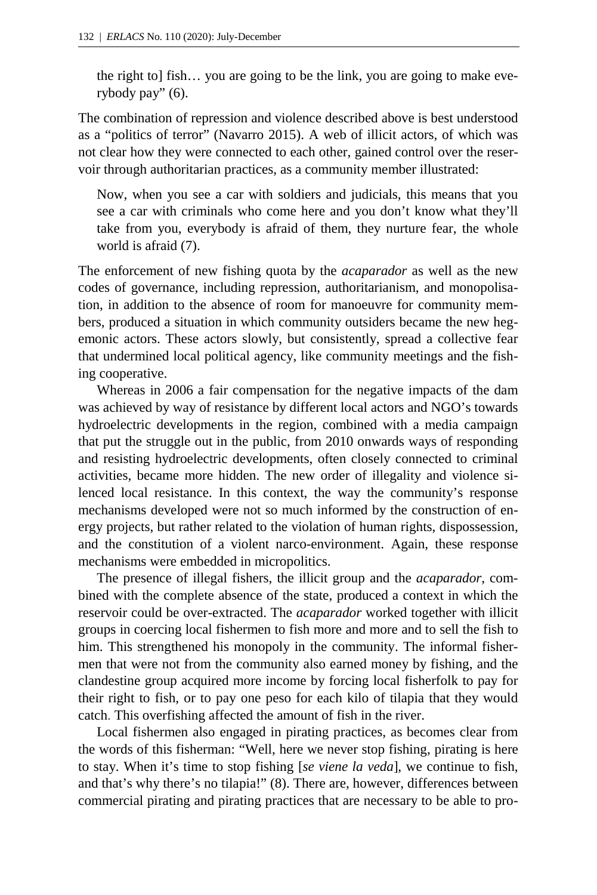the right to] fish… you are going to be the link, you are going to make everybody pay" (6).

The combination of repression and violence described above is best understood as a "politics of terror" (Navarro 2015). A web of illicit actors, of which was not clear how they were connected to each other, gained control over the reservoir through authoritarian practices, as a community member illustrated:

> Now, when you see a car with soldiers and judicials, this means that you see a car with criminals who come here and you don't know what they'll take from you, everybody is afraid of them, they nurture fear, the whole world is afraid (7).

The enforcement of new fishing quota by the *acaparador* as well as the new codes of governance, including repression, authoritarianism, and monopolisation, in addition to the absence of room for manoeuvre for community members, produced a situation in which community outsiders became the new hegemonic actors. These actors slowly, but consistently, spread a collective fear that undermined local political agency, like community meetings and the fishing cooperative.

Whereas in 2006 a fair compensation for the negative impacts of the dam was achieved by way of resistance by different local actors and NGO's towards hydroelectric developments in the region, combined with a media campaign that put the struggle out in the public, from 2010 onwards ways of responding and resisting hydroelectric developments, often closely connected to criminal activities, became more hidden. The new order of illegality and violence silenced local resistance. In this context, the way the community's response mechanisms developed were not so much informed by the construction of energy projects, but rather related to the violation of human rights, dispossession, and the constitution of a violent narco-environment. Again, these response mechanisms were embedded in micropolitics.

The presence of illegal fishers, the illicit group and the *acaparador*, combined with the complete absence of the state, produced a context in which the reservoir could be over-extracted. The *acaparador* worked together with illicit groups in coercing local fishermen to fish more and more and to sell the fish to him. This strengthened his monopoly in the community. The informal fishermen that were not from the community also earned money by fishing, and the clandestine group acquired more income by forcing local fisherfolk to pay for their right to fish, or to pay one peso for each kilo of tilapia that they would catch. This overfishing affected the amount of fish in the river.

Local fishermen also engaged in pirating practices, as becomes clear from the words of this fisherman: "Well, here we never stop fishing, pirating is here to stay. When it's time to stop fishing [*se viene la veda*], we continue to fish, and that's why there's no tilapia!" (8). There are, however, differences between commercial pirating and pirating practices that are necessary to be able to pro-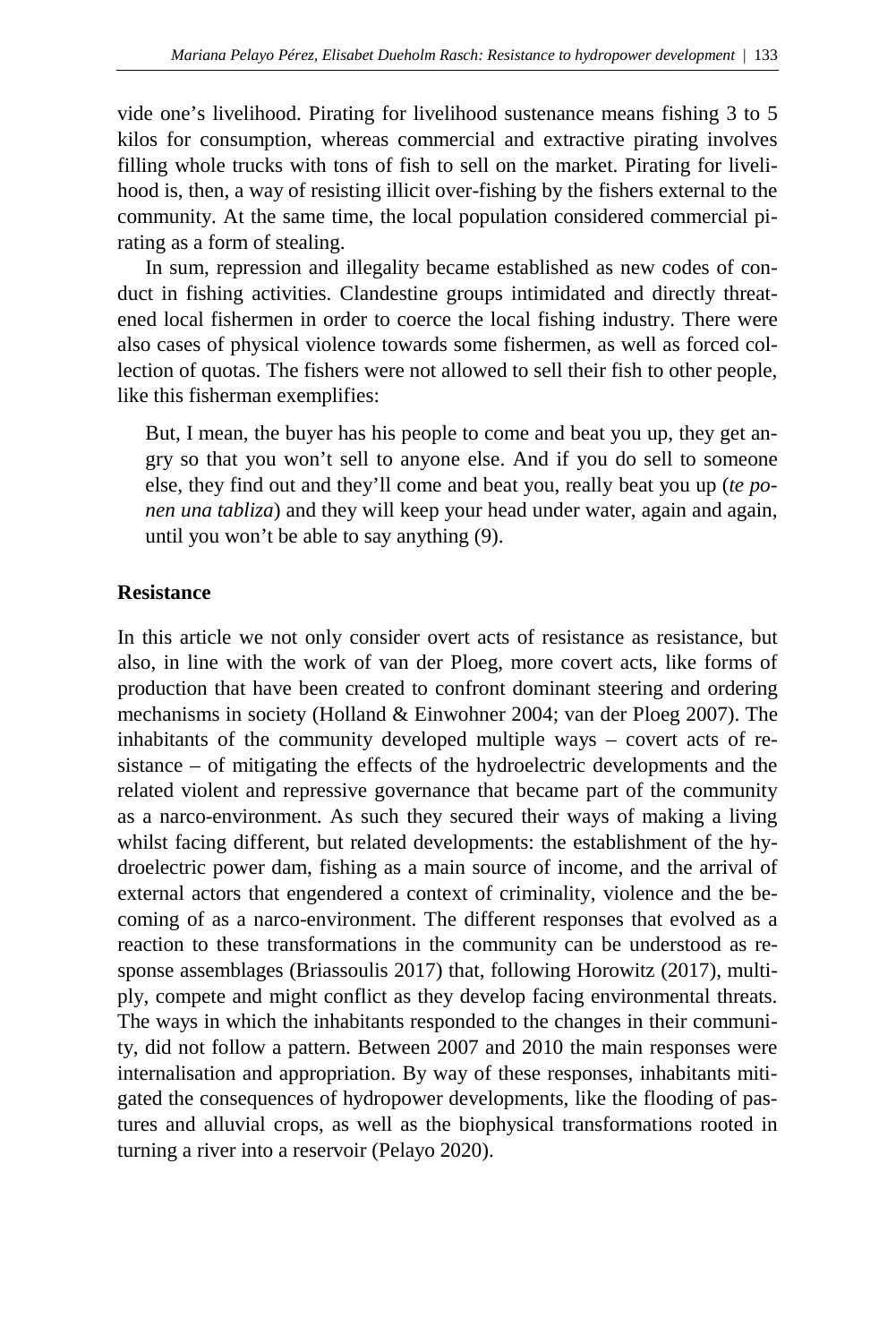vide one's livelihood. Pirating for livelihood sustenance means fishing 3 to 5 kilos for consumption, whereas commercial and extractive pirating involves filling whole trucks with tons of fish to sell on the market. Pirating for livelihood is, then, a way of resisting illicit over-fishing by the fishers external to the community. At the same time, the local population considered commercial pirating as a form of stealing.

In sum, repression and illegality became established as new codes of conduct in fishing activities. Clandestine groups intimidated and directly threatened local fishermen in order to coerce the local fishing industry. There were also cases of physical violence towards some fishermen, as well as forced collection of quotas. The fishers were not allowed to sell their fish to other people, like this fisherman exemplifies:

> But, I mean, the buyer has his people to come and beat you up, they get angry so that you won't sell to anyone else. And if you do sell to someone else, they find out and they'll come and beat you, really beat you up (*te ponen una tabliza*) and they will keep your head under water, again and again, until you won't be able to say anything (9).

## Resistance

In this article we not only consider overt acts of resistance as resistance, but also, in line with the work of van der Ploeg, more covert acts, like forms of production that have been created to confront dominant steering and ordering mechanisms in society (Holland & Einwohner 2004; van der Ploeg 2007). The inhabitants of the community developed multiple ways – covert acts of resistance – of mitigating the effects of the hydroelectric developments and the related violent and repressive governance that became part of the community as a narco-environment. As such they secured their ways of making a living whilst facing different, but related developments: the establishment of the hydroelectric power dam, fishing as a main source of income, and the arrival of external actors that engendered a context of criminality, violence and the becoming of as a narco-environment. The different responses that evolved as a reaction to these transformations in the community can be understood as response assemblages (Briassoulis 2017) that, following Horowitz (2017), multiply, compete and might conflict as they develop facing environmental threats. The ways in which the inhabitants responded to the changes in their community, did not follow a pattern. Between 2007 and 2010 the main responses were internalisation and appropriation. By way of these responses, inhabitants mitigated the consequences of hydropower developments, like the flooding of pastures and alluvial crops, as well as the biophysical transformations rooted in turning a river into a reservoir (Pelayo 2020).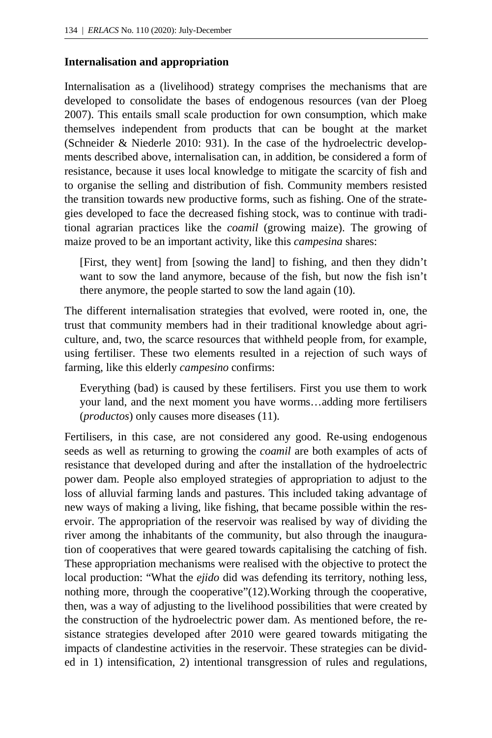**Internalisation and appropriation**

Internalisation as a (livelihood) strategy comprises the mechanisms that are developed to consolidate the bases of endogenous resources (van der Ploeg 2007). This entails small scale production for own consumption, which make themselves independent from products that can be bought at the market (Schneider & Niederle 2010: 931). In the case of the hydroelectric developments described above, internalisation can, in addition, be considered a form of resistance, because it uses local knowledge to mitigate the scarcity of fish and to organise the selling and distribution of fish. Community members resisted the transition towards new productive forms, such as fishing. One of the strategies developed to face the decreased fishing stock, was to continue with traditional agrarian practices like the *coamil* (growing maize). The growing of maize proved to be an important activity, like this *campesina* shares:

> [First, they went] from [sowing the land] to fishing, and then they didn't want to sow the land anymore, because of the fish, but now the fish isn't there anymore, the people started to sow the land again (10).

The different internalisation strategies that evolved, were rooted in, one, the trust that community members had in their traditional knowledge about agriculture, and, two, the scarce resources that withheld people from, for example, using fertiliser. These two elements resulted in a rejection of such ways of farming, like this elderly *campesino* confirms:

> Everything (bad) is caused by these fertilisers. First you use them to work your land, and the next moment you have worms…adding more fertilisers (*productos*) only causes more diseases (11).

Fertilisers, in this case, are not considered any good. Re-using endogenous seeds as well as returning to growing the *coamil* are both examples of acts of resistance that developed during and after the installation of the hydroelectric power dam. People also employed strategies of appropriation to adjust to the loss of alluvial farming lands and pastures. This included taking advantage of new ways of making a living, like fishing, that became possible within the reservoir. The appropriation of the reservoir was realised by way of dividing the river among the inhabitants of the community, but also through the inauguration of cooperatives that were geared towards capitalising the catching of fish. These appropriation mechanisms were realised with the objective to protect the local production: "What the *ejido* did was defending its territory, nothing less, nothing more, through the cooperative"(12).Working through the cooperative, then, was a way of adjusting to the livelihood possibilities that were created by the construction of the hydroelectric power dam. As mentioned before, the resistance strategies developed after 2010 were geared towards mitigating the impacts of clandestine activities in the reservoir. These strategies can be divided in 1) intensification, 2) intentional transgression of rules and regulations,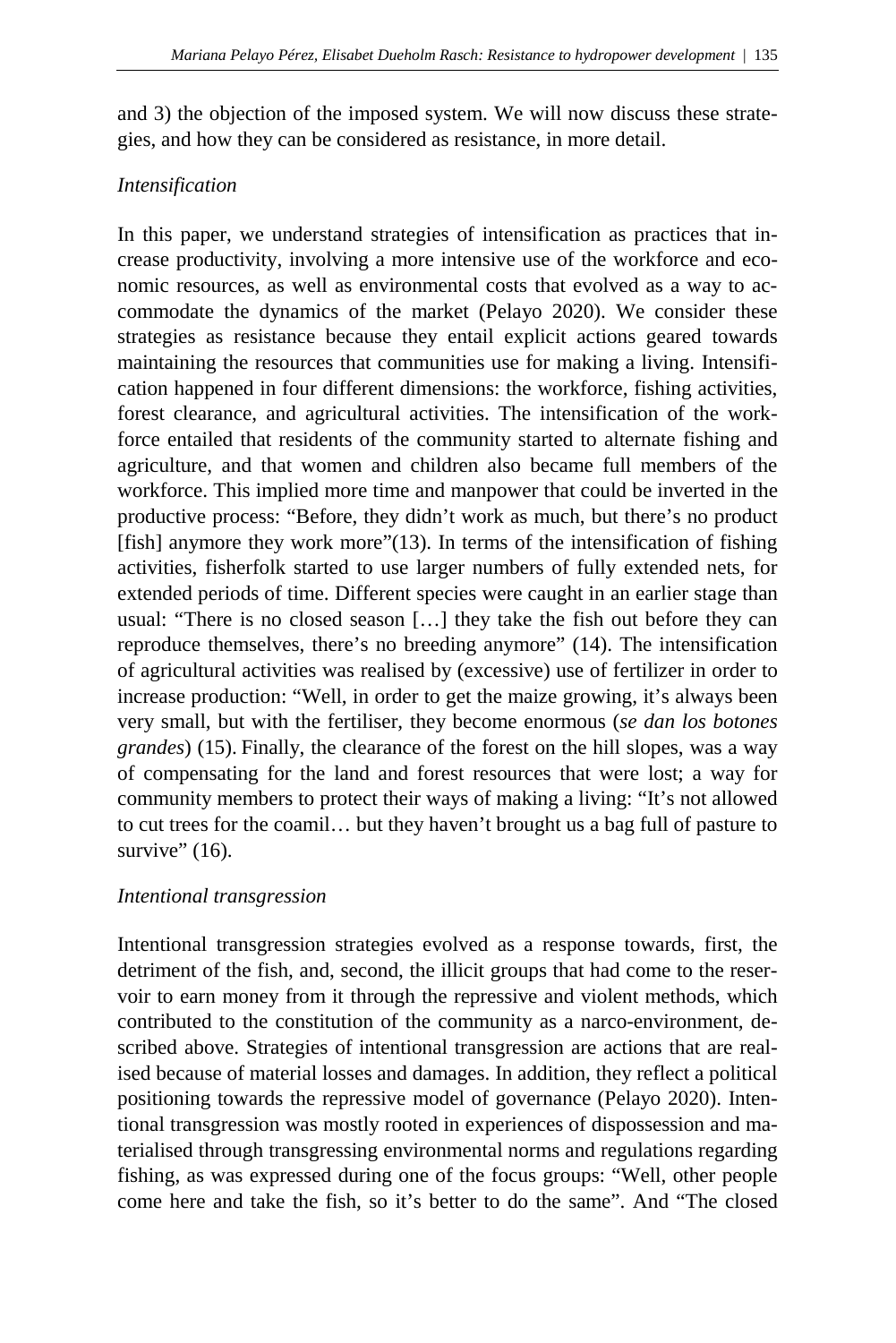and 3) the objection of the imposed system. We will now discuss these strategies, and how they can be considered as resistance, in more detail.

*Intensification*

In this paper, we understand strategies of intensification as practices that increase productivity, involving a more intensive use of the workforce and economic resources, as well as environmental costs that evolved as a way to accommodate the dynamics of the market (Pelayo 2020). We consider these strategies as resistance because they entail explicit actions geared towards maintaining the resources that communities use for making a living. Intensification happened in four different dimensions: the workforce, fishing activities, forest clearance, and agricultural activities. The intensification of the workforce entailed that residents of the community started to alternate fishing and agriculture, and that women and children also became full members of the workforce. This implied more time and manpower that could be inverted in the productive process: "Before, they didn't work as much, but there's no product [fish] anymore they work more"(13). In terms of the intensification of fishing activities, fisherfolk started to use larger numbers of fully extended nets, for extended periods of time. Different species were caught in an earlier stage than usual: "There is no closed season […] they take the fish out before they can reproduce themselves, there's no breeding anymore" (14). The intensification of agricultural activities was realised by (excessive) use of fertilizer in order to increase production: "Well, in order to get the maize growing, it's always been very small, but with the fertiliser, they become enormous (*se dan los botones grandes*) (15). Finally, the clearance of the forest on the hill slopes, was a way of compensating for the land and forest resources that were lost; a way for community members to protect their ways of making a living: "It's not allowed to cut trees for the coamil… but they haven't brought us a bag full of pasture to survive" (16).

*Intentional transgression*

Intentional transgression strategies evolved as a response towards, first, the detriment of the fish, and, second, the illicit groups that had come to the reservoir to earn money from it through the repressive and violent methods, which contributed to the constitution of the community as a narco-environment, described above. Strategies of intentional transgression are actions that are realised because of material losses and damages. In addition, they reflect a political positioning towards the repressive model of governance (Pelayo 2020). Intentional transgression was mostly rooted in experiences of dispossession and materialised through transgressing environmental norms and regulations regarding fishing, as was expressed during one of the focus groups: "Well, other people come here and take the fish, so it's better to do the same". And "The closed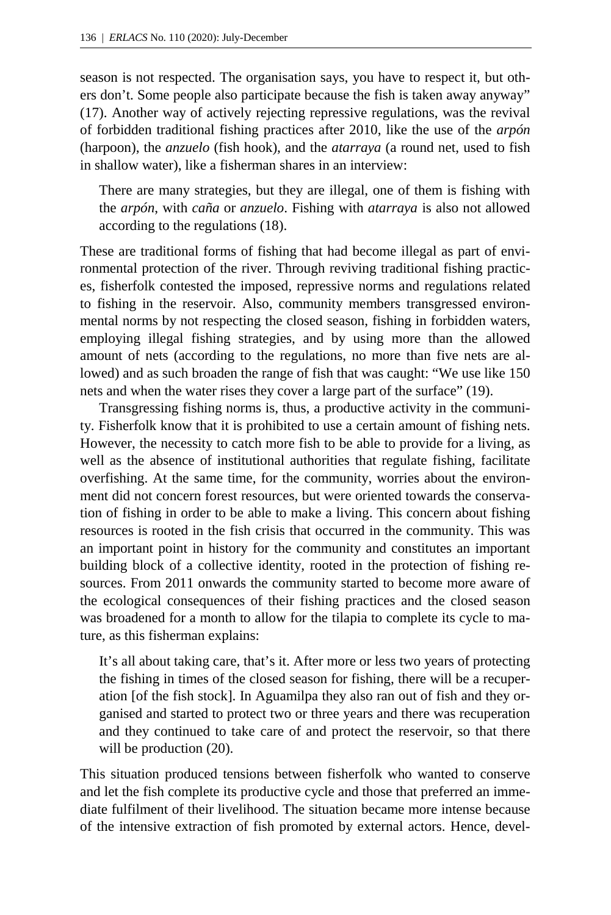season is not respected. The organisation says, you have to respect it, but others don't. Some people also participate because the fish is taken away anyway" (17). Another way of actively rejecting repressive regulations, was the revival of forbidden traditional fishing practices after 2010, like the use of the *arpón* (harpoon), the *anzuelo* (fish hook), and the *atarraya* (a round net, used to fish in shallow water), like a fisherman shares in an interview:

> There are many strategies, but they are illegal, one of them is fishing with the *arpón*, with *caña* or *anzuelo*. Fishing with *atarraya* is also not allowed according to the regulations (18).

These are traditional forms of fishing that had become illegal as part of environmental protection of the river. Through reviving traditional fishing practices, fisherfolk contested the imposed, repressive norms and regulations related to fishing in the reservoir. Also, community members transgressed environmental norms by not respecting the closed season, fishing in forbidden waters, employing illegal fishing strategies, and by using more than the allowed amount of nets (according to the regulations, no more than five nets are allowed) and as such broaden the range of fish that was caught: "We use like 150 nets and when the water rises they cover a large part of the surface" (19).

Transgressing fishing norms is, thus, a productive activity in the community. Fisherfolk know that it is prohibited to use a certain amount of fishing nets. However, the necessity to catch more fish to be able to provide for a living, as well as the absence of institutional authorities that regulate fishing, facilitate overfishing. At the same time, for the community, worries about the environment did not concern forest resources, but were oriented towards the conservation of fishing in order to be able to make a living. This concern about fishing resources is rooted in the fish crisis that occurred in the community. This was an important point in history for the community and constitutes an important building block of a collective identity, rooted in the protection of fishing resources. From 2011 onwards the community started to become more aware of the ecological consequences of their fishing practices and the closed season was broadened for a month to allow for the tilapia to complete its cycle to mature, as this fisherman explains:

> It's all about taking care, that's it. After more or less two years of protecting the fishing in times of the closed season for fishing, there will be a recuperation [of the fish stock]. In Aguamilpa they also ran out of fish and they organised and started to protect two or three years and there was recuperation and they continued to take care of and protect the reservoir, so that there will be production (20).

This situation produced tensions between fisherfolk who wanted to conserve and let the fish complete its productive cycle and those that preferred an immediate fulfilment of their livelihood. The situation became more intense because of the intensive extraction of fish promoted by external actors. Hence, devel-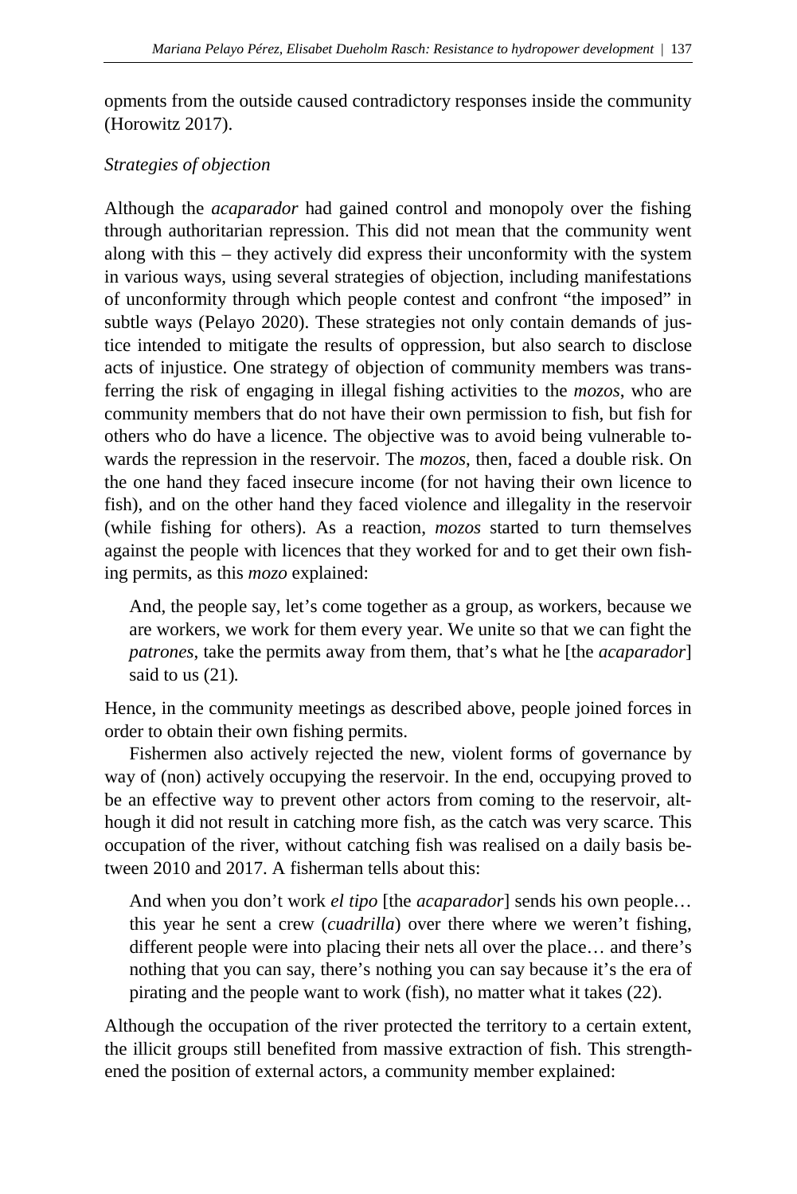opments from the outside caused contradictory responses inside the community (Horowitz 2017).

*Strategies of objection*

Although the *acaparador* had gained control and monopoly over the fishing through authoritarian repression. This did not mean that the community went along with this – they actively did express their unconformity with the system in various ways, using several strategies of objection, including manifestations of unconformity through which people contest and confront "the imposed" in subtle ways (Pelayo 2020). These strategies not only contain demands of justice intended to mitigate the results of oppression, but also search to disclose acts of injustice. One strategy of objection of community members was transferring the risk of engaging in illegal fishing activities to the *mozos*, who are community members that do not have their own permission to fish, but fish for others who do have a licence. The objective was to avoid being vulnerable towards the repression in the reservoir. The *mozos*, then, faced a double risk. On the one hand they faced insecure income (for not having their own licence to fish), and on the other hand they faced violence and illegality in the reservoir (while fishing for others). As a reaction, *mozos* started to turn themselves against the people with licences that they worked for and to get their own fishing permits, as this *mozo* explained:

> And, the people say, let's come together as a group, as workers, because we are workers, we work for them every year. We unite so that we can fight the *patrones*, take the permits away from them, that's what he [the *acaparador*] said to us (21).

Hence, in the community meetings as described above, people joined forces in order to obtain their own fishing permits.

Fishermen also actively rejected the new, violent forms of governance by way of (non) actively occupying the reservoir. In the end, occupying proved to be an effective way to prevent other actors from coming to the reservoir, although it did not result in catching more fish, as the catch was very scarce. This occupation of the river, without catching fish was realised on a daily basis between 2010 and 2017. A fisherman tells about this:

> And when you don't work *el tipo* [the *acaparador*] sends his own people… this year he sent a crew (*cuadrilla*) over there where we weren't fishing, different people were into placing their nets all over the place… and there's nothing that you can say, there's nothing you can say because it's the era of pirating and the people want to work (fish), no matter what it takes (22).

Although the occupation of the river protected the territory to a certain extent, the illicit groups still benefited from massive extraction of fish. This strengthened the position of external actors, a community member explained: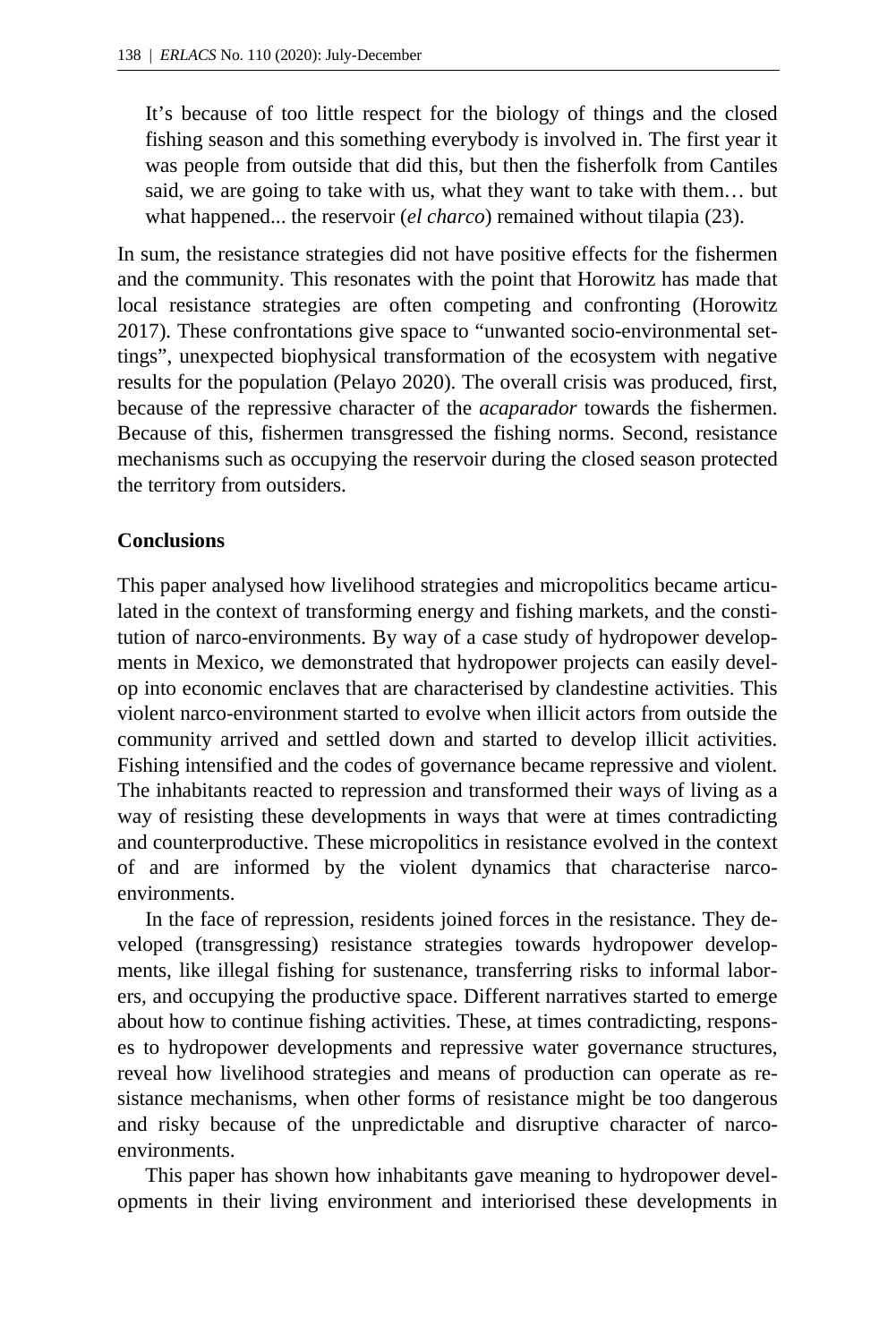> It's because of too little respect for the biology of things and the closed fishing season and this something everybody is involved in. The first year it was people from outside that did this, but then the fisherfolk from Cantiles said, we are going to take with us, what they want to take with them… but what happened... the reservoir (*el charco*) remained without tilapia (23).

In sum, the resistance strategies did not have positive effects for the fishermen and the community. This resonates with the point that Horowitz has made that local resistance strategies are often competing and confronting (Horowitz 2017). These confrontations give space to "unwanted socio-environmental settings", unexpected biophysical transformation of the ecosystem with negative results for the population (Pelayo 2020). The overall crisis was produced, first, because of the repressive character of the *acaparador* towards the fishermen. Because of this, fishermen transgressed the fishing norms. Second, resistance mechanisms such as occupying the reservoir during the closed season protected the territory from outsiders.

## Conclusions

This paper analysed how livelihood strategies and micropolitics became articulated in the context of transforming energy and fishing markets, and the constitution of narco-environments. By way of a case study of hydropower developments in Mexico, we demonstrated that hydropower projects can easily develop into economic enclaves that are characterised by clandestine activities. This violent narco-environment started to evolve when illicit actors from outside the community arrived and settled down and started to develop illicit activities. Fishing intensified and the codes of governance became repressive and violent. The inhabitants reacted to repression and transformed their ways of living as a way of resisting these developments in ways that were at times contradicting and counterproductive. These micropolitics in resistance evolved in the context of and are informed by the violent dynamics that characterise narco-environments.

In the face of repression, residents joined forces in the resistance. They developed (transgressing) resistance strategies towards hydropower developments, like illegal fishing for sustenance, transferring risks to informal laborers, and occupying the productive space. Different narratives started to emerge about how to continue fishing activities. These, at times contradicting, responses to hydropower developments and repressive water governance structures, reveal how livelihood strategies and means of production can operate as resistance mechanisms, when other forms of resistance might be too dangerous and risky because of the unpredictable and disruptive character of narco-environments.

This paper has shown how inhabitants gave meaning to hydropower developments in their living environment and interiorised these developments in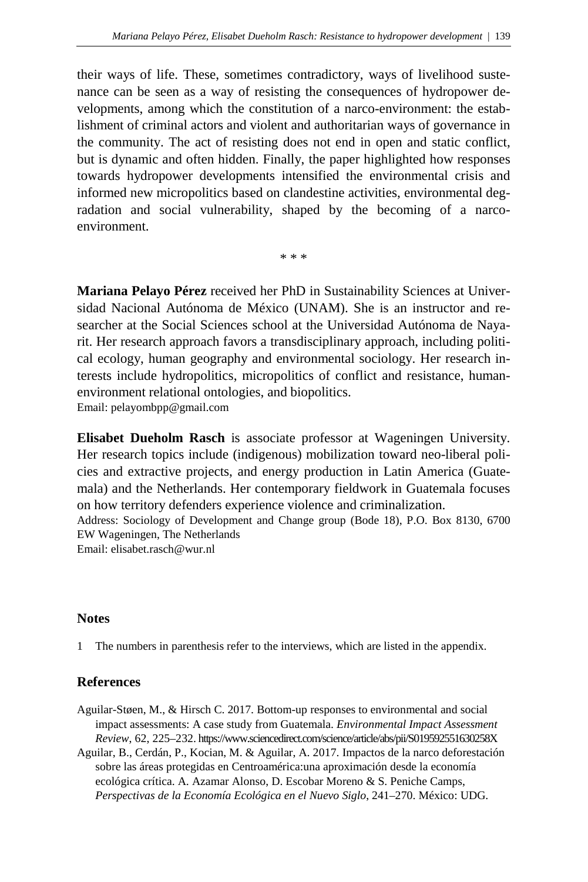their ways of life. These, sometimes contradictory, ways of livelihood sustenance can be seen as a way of resisting the consequences of hydropower developments, among which the constitution of a narco-environment: the establishment of criminal actors and violent and authoritarian ways of governance in the community. The act of resisting does not end in open and static conflict, but is dynamic and often hidden. Finally, the paper highlighted how responses towards hydropower developments intensified the environmental crisis and informed new micropolitics based on clandestine activities, environmental degradation and social vulnerability, shaped by the becoming of a narco-environment.

* * *

**Mariana Pelayo Pérez** received her PhD in Sustainability Sciences at Universidad Nacional Autónoma de México (UNAM). She is an instructor and researcher at the Social Sciences school at the Universidad Autónoma de Nayarit. Her research approach favors a transdisciplinary approach, including political ecology, human geography and environmental sociology. Her research interests include hydropolitics, micropolitics of conflict and resistance, human-environment relational ontologies, and biopolitics.
Email: pelayombpp@gmail.com

**Elisabet Dueholm Rasch** is associate professor at Wageningen University. Her research topics include (indigenous) mobilization toward neo-liberal policies and extractive projects, and energy production in Latin America (Guatemala) and the Netherlands. Her contemporary fieldwork in Guatemala focuses on how territory defenders experience violence and criminalization.
Address: Sociology of Development and Change group (Bode 18), P.O. Box 8130, 6700 EW Wageningen, The Netherlands
Email: elisabet.rasch@wur.nl

## Notes

1 The numbers in parenthesis refer to the interviews, which are listed in the appendix.

## References

Aguilar-Støen, M., & Hirsch C. 2017. Bottom-up responses to environmental and social impact assessments: A case study from Guatemala. *Environmental Impact Assessment Review*, 62, 225–232. https://www.sciencedirect.com/science/article/abs/pii/S019592551630258X

Aguilar, B., Cerdán, P., Kocian, M. & Aguilar, A. 2017. Impactos de la narco deforestación sobre las áreas protegidas en Centroamérica:una aproximación desde la economía ecológica crítica. A. Azamar Alonso, D. Escobar Moreno & S. Peniche Camps, *Perspectivas de la Economía Ecológica en el Nuevo Siglo*, 241–270. México: UDG.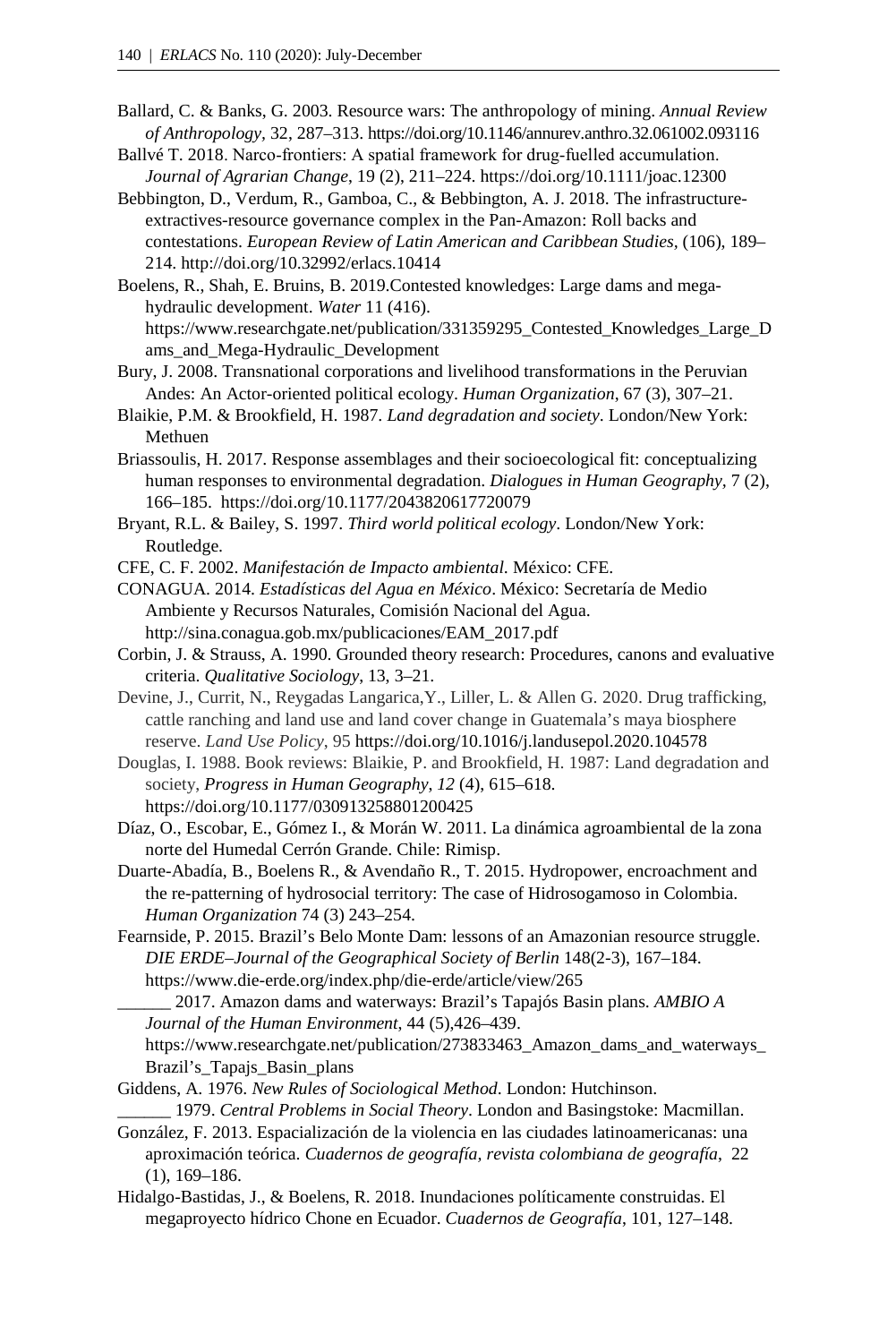Ballard, C. & Banks, G. 2003. Resource wars: The anthropology of mining. *Annual Review of Anthropology*, 32, 287–313. https://doi.org/10.1146/annurev.anthro.32.061002.093116

Ballvé T. 2018. Narco-frontiers: A spatial framework for drug-fuelled accumulation. *Journal of Agrarian Change*, 19 (2), 211–224. https://doi.org/10.1111/joac.12300

Bebbington, D., Verdum, R., Gamboa, C., & Bebbington, A. J. 2018. The infrastructure-extractives-resource governance complex in the Pan-Amazon: Roll backs and contestations. *European Review of Latin American and Caribbean Studies*, (106), 189–214. http://doi.org/10.32992/erlacs.10414

Boelens, R., Shah, E. Bruins, B. 2019.Contested knowledges: Large dams and mega-hydraulic development. *Water* 11 (416). https://www.researchgate.net/publication/331359295_Contested_Knowledges_Large_Dams_and_Mega-Hydraulic_Development

Bury, J. 2008. Transnational corporations and livelihood transformations in the Peruvian Andes: An Actor-oriented political ecology. *Human Organization*, 67 (3), 307–21.

Blaikie, P.M. & Brookfield, H. 1987. *Land degradation and society*. London/New York: Methuen

Briassoulis, H. 2017. Response assemblages and their socioecological fit: conceptualizing human responses to environmental degradation. *Dialogues in Human Geography*, 7 (2), 166–185. https://doi.org/10.1177/2043820617720079

Bryant, R.L. & Bailey, S. 1997. *Third world political ecology*. London/New York: Routledge.

CFE, C. F. 2002. *Manifestación de Impacto ambiental*. México: CFE.

CONAGUA. 2014. *Estadísticas del Agua en México*. México: Secretaría de Medio Ambiente y Recursos Naturales, Comisión Nacional del Agua. http://sina.conagua.gob.mx/publicaciones/EAM_2017.pdf

Corbin, J. & Strauss, A. 1990. Grounded theory research: Procedures, canons and evaluative criteria. *Qualitative Sociology*, 13, 3–21.

Devine, J., Currit, N., Reygadas Langarica,Y., Liller, L. & Allen G. 2020. Drug trafficking, cattle ranching and land use and land cover change in Guatemala's maya biosphere reserve. *Land Use Policy*, 95 https://doi.org/10.1016/j.landusepol.2020.104578

Douglas, I. 1988. Book reviews: Blaikie, P. and Brookfield, H. 1987: Land degradation and society, *Progress in Human Geography*, *12* (4), 615–618. https://doi.org/10.1177/030913258801200425

Díaz, O., Escobar, E., Gómez I., & Morán W. 2011. La dinámica agroambiental de la zona norte del Humedal Cerrón Grande. Chile: Rimisp.

Duarte-Abadía, B., Boelens R., & Avendaño R., T. 2015. Hydropower, encroachment and the re-patterning of hydrosocial territory: The case of Hidrosogamoso in Colombia. *Human Organization* 74 (3) 243–254.

Fearnside, P. 2015. Brazil's Belo Monte Dam: lessons of an Amazonian resource struggle. *DIE ERDE–Journal of the Geographical Society of Berlin* 148(2-3), 167–184. https://www.die-erde.org/index.php/die-erde/article/view/265

______ 2017. Amazon dams and waterways: Brazil's Tapajós Basin plans. *AMBIO A Journal of the Human Environment*, 44 (5),426–439. https://www.researchgate.net/publication/273833463_Amazon_dams_and_waterways_Brazil's_Tapajs_Basin_plans

Giddens, A. 1976. *New Rules of Sociological Method*. London: Hutchinson.

______ 1979. *Central Problems in Social Theory*. London and Basingstoke: Macmillan.

González, F. 2013. Espacialización de la violencia en las ciudades latinoamericanas: una aproximación teórica. *Cuadernos de geografía, revista colombiana de geografía*, 22 (1), 169–186.

Hidalgo-Bastidas, J., & Boelens, R. 2018. Inundaciones políticamente construidas. El megaproyecto hídrico Chone en Ecuador. *Cuadernos de Geografía*, 101, 127–148.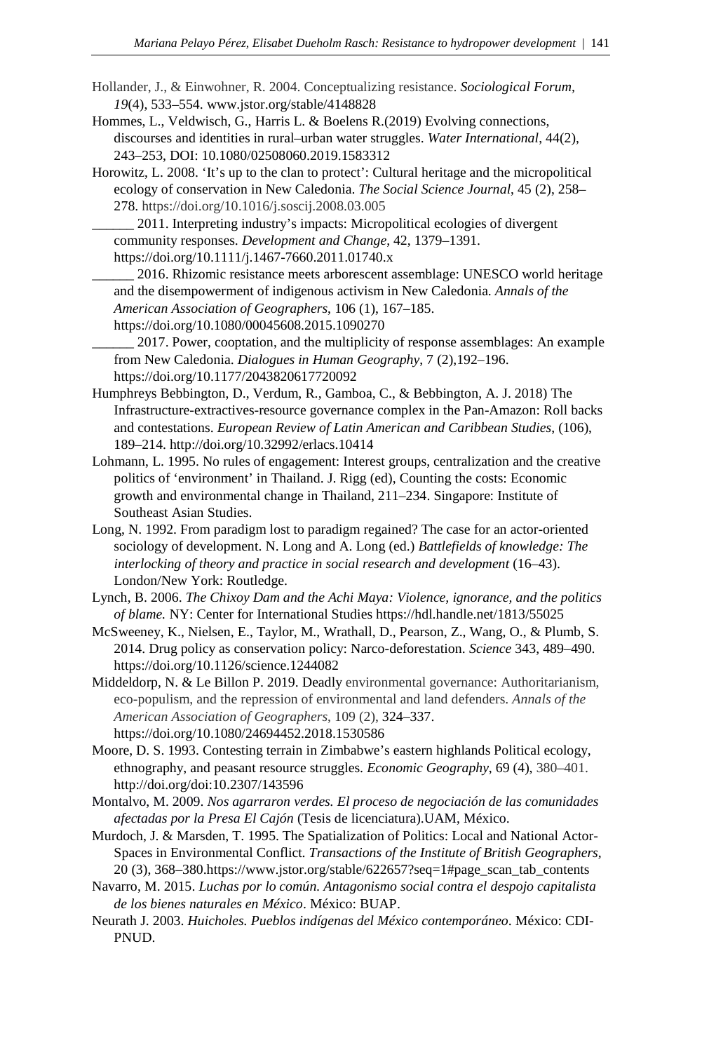Hollander, J., & Einwohner, R. 2004. Conceptualizing resistance. *Sociological Forum*, *19*(4), 533–554. www.jstor.org/stable/4148828

Hommes, L., Veldwisch, G., Harris L. & Boelens R.(2019) Evolving connections, discourses and identities in rural–urban water struggles. *Water International*, 44(2), 243–253, DOI: 10.1080/02508060.2019.1583312

Horowitz, L. 2008. 'It's up to the clan to protect': Cultural heritage and the micropolitical ecology of conservation in New Caledonia. *The Social Science Journal*, 45 (2), 258–278. https://doi.org/10.1016/j.soscij.2008.03.005

______ 2011. Interpreting industry's impacts: Micropolitical ecologies of divergent community responses. *Development and Change*, 42, 1379–1391. https://doi.org/10.1111/j.1467-7660.2011.01740.x

______ 2016. Rhizomic resistance meets arborescent assemblage: UNESCO world heritage and the disempowerment of indigenous activism in New Caledonia. *Annals of the American Association of Geographers*, 106 (1), 167–185. https://doi.org/10.1080/00045608.2015.1090270

______ 2017. Power, cooptation, and the multiplicity of response assemblages: An example from New Caledonia. *Dialogues in Human Geography*, 7 (2),192–196. https://doi.org/10.1177/2043820617720092

Humphreys Bebbington, D., Verdum, R., Gamboa, C., & Bebbington, A. J. 2018) The Infrastructure-extractives-resource governance complex in the Pan-Amazon: Roll backs and contestations. *European Review of Latin American and Caribbean Studies*, (106), 189–214. http://doi.org/10.32992/erlacs.10414

Lohmann, L. 1995. No rules of engagement: Interest groups, centralization and the creative politics of 'environment' in Thailand. J. Rigg (ed), Counting the costs: Economic growth and environmental change in Thailand, 211–234. Singapore: Institute of Southeast Asian Studies.

Long, N. 1992. From paradigm lost to paradigm regained? The case for an actor-oriented sociology of development. N. Long and A. Long (ed.) *Battlefields of knowledge: The interlocking of theory and practice in social research and development* (16–43). London/New York: Routledge.

Lynch, B. 2006. *The Chixoy Dam and the Achi Maya: Violence, ignorance, and the politics of blame.* NY: Center for International Studies https://hdl.handle.net/1813/55025

McSweeney, K., Nielsen, E., Taylor, M., Wrathall, D., Pearson, Z., Wang, O., & Plumb, S. 2014. Drug policy as conservation policy: Narco-deforestation. *Science* 343, 489–490. https://doi.org/10.1126/science.1244082

Middeldorp, N. & Le Billon P. 2019. Deadly environmental governance: Authoritarianism, eco-populism, and the repression of environmental and land defenders. *Annals of the American Association of Geographers*, 109 (2), 324–337. https://doi.org/10.1080/24694452.2018.1530586

Moore, D. S. 1993. Contesting terrain in Zimbabwe's eastern highlands Political ecology, ethnography, and peasant resource struggles. *Economic Geography*, 69 (4), 380–401. http://doi.org/doi:10.2307/143596

Montalvo, M. 2009. *Nos agarraron verdes. El proceso de negociación de las comunidades afectadas por la Presa El Cajón* (Tesis de licenciatura).UAM, México.

Murdoch, J. & Marsden, T. 1995. The Spatialization of Politics: Local and National Actor-Spaces in Environmental Conflict. *Transactions of the Institute of British Geographers*, 20 (3), 368–380.https://www.jstor.org/stable/622657?seq=1#page_scan_tab_contents

Navarro, M. 2015. *Luchas por lo común. Antagonismo social contra el despojo capitalista de los bienes naturales en México*. México: BUAP.

Neurath J. 2003. *Huicholes. Pueblos indígenas del México contemporáneo*. México: CDI-PNUD.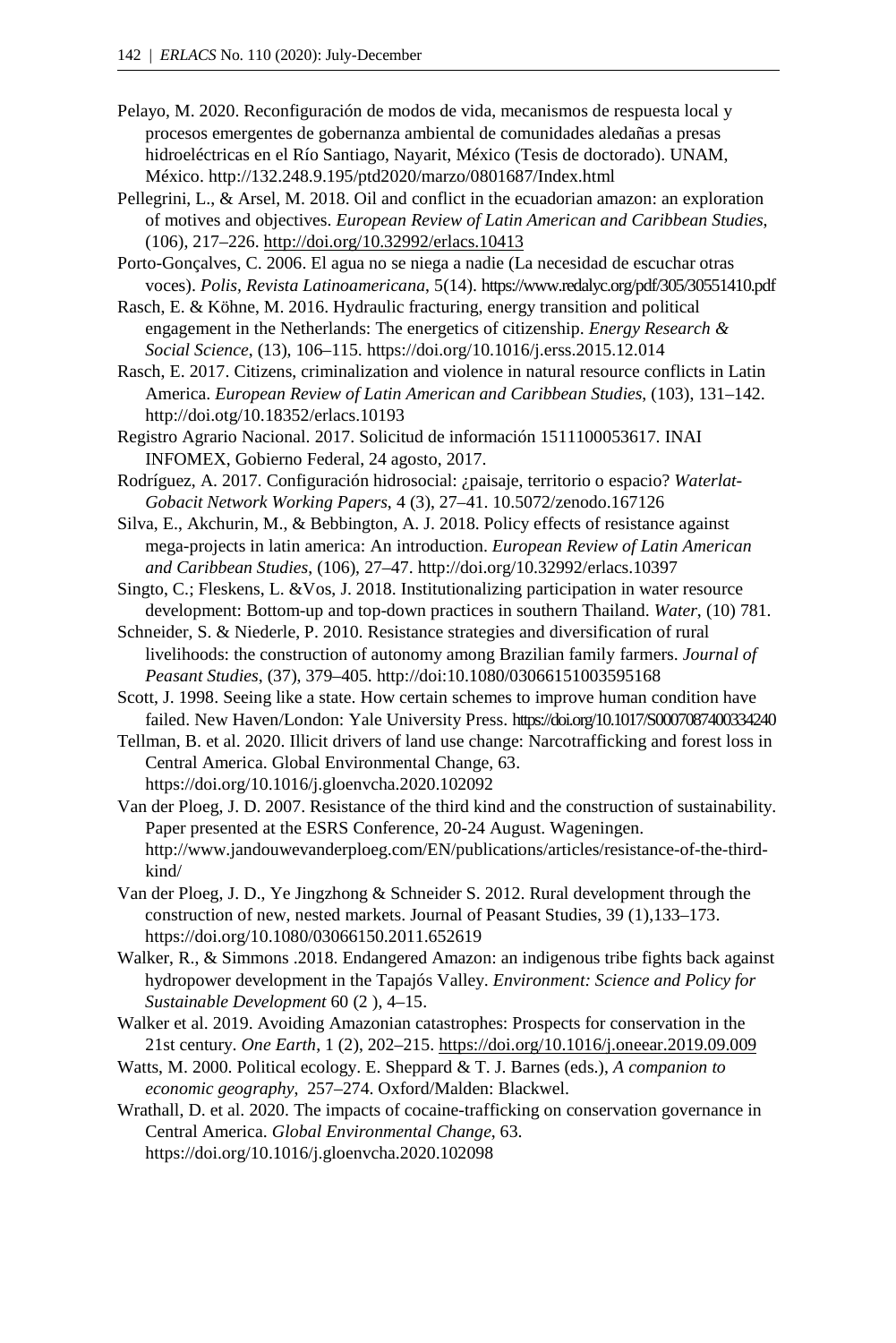Pelayo, M. 2020. Reconfiguración de modos de vida, mecanismos de respuesta local y procesos emergentes de gobernanza ambiental de comunidades aledañas a presas hidroeléctricas en el Río Santiago, Nayarit, México (Tesis de doctorado). UNAM, México. http://132.248.9.195/ptd2020/marzo/0801687/Index.html

Pellegrini, L., & Arsel, M. 2018. Oil and conflict in the ecuadorian amazon: an exploration of motives and objectives. *European Review of Latin American and Caribbean Studies*, (106), 217–226. http://doi.org/10.32992/erlacs.10413

Porto-Gonçalves, C. 2006. El agua no se niega a nadie (La necesidad de escuchar otras voces). *Polis, Revista Latinoamericana*, 5(14). https://www.redalyc.org/pdf/305/30551410.pdf

Rasch, E. & Köhne, M. 2016. Hydraulic fracturing, energy transition and political engagement in the Netherlands: The energetics of citizenship. *Energy Research & Social Science*, (13), 106–115. https://doi.org/10.1016/j.erss.2015.12.014

Rasch, E. 2017. Citizens, criminalization and violence in natural resource conflicts in Latin America. *European Review of Latin American and Caribbean Studies*, (103), 131–142. http://doi.otg/10.18352/erlacs.10193

Registro Agrario Nacional. 2017. Solicitud de información 1511100053617. INAI INFOMEX, Gobierno Federal, 24 agosto, 2017.

Rodríguez, A. 2017. Configuración hidrosocial: ¿paisaje, territorio o espacio? *Waterlat-Gobacit Network Working Papers*, 4 (3), 27–41. 10.5072/zenodo.167126

Silva, E., Akchurin, M., & Bebbington, A. J. 2018. Policy effects of resistance against mega-projects in latin america: An introduction. *European Review of Latin American and Caribbean Studies*, (106), 27–47. http://doi.org/10.32992/erlacs.10397

Singto, C.; Fleskens, L. &Vos, J. 2018. Institutionalizing participation in water resource development: Bottom-up and top-down practices in southern Thailand. *Water*, (10) 781.

Schneider, S. & Niederle, P. 2010. Resistance strategies and diversification of rural livelihoods: the construction of autonomy among Brazilian family farmers. *Journal of Peasant Studies*, (37), 379–405. http://doi:10.1080/03066151003595168

Scott, J. 1998. Seeing like a state. How certain schemes to improve human condition have failed. New Haven/London: Yale University Press. https://doi.org/10.1017/S0007087400334240

Tellman, B. et al. 2020. Illicit drivers of land use change: Narcotrafficking and forest loss in Central America. Global Environmental Change, 63. https://doi.org/10.1016/j.gloenvcha.2020.102092

Van der Ploeg, J. D. 2007. Resistance of the third kind and the construction of sustainability. Paper presented at the ESRS Conference, 20-24 August. Wageningen. http://www.jandouwevanderploeg.com/EN/publications/articles/resistance-of-the-third-kind/

Van der Ploeg, J. D., Ye Jingzhong & Schneider S. 2012. Rural development through the construction of new, nested markets. Journal of Peasant Studies, 39 (1),133–173. https://doi.org/10.1080/03066150.2011.652619

Walker, R., & Simmons .2018. Endangered Amazon: an indigenous tribe fights back against hydropower development in the Tapajós Valley. *Environment: Science and Policy for Sustainable Development* 60 (2 ), 4–15.

Walker et al. 2019. Avoiding Amazonian catastrophes: Prospects for conservation in the 21st century. *One Earth*, 1 (2), 202–215. https://doi.org/10.1016/j.oneear.2019.09.009

Watts, M. 2000. Political ecology. E. Sheppard & T. J. Barnes (eds.), *A companion to economic geography*, 257–274. Oxford/Malden: Blackwel.

Wrathall, D. et al. 2020. The impacts of cocaine-trafficking on conservation governance in Central America. *Global Environmental Change*, 63. https://doi.org/10.1016/j.gloenvcha.2020.102098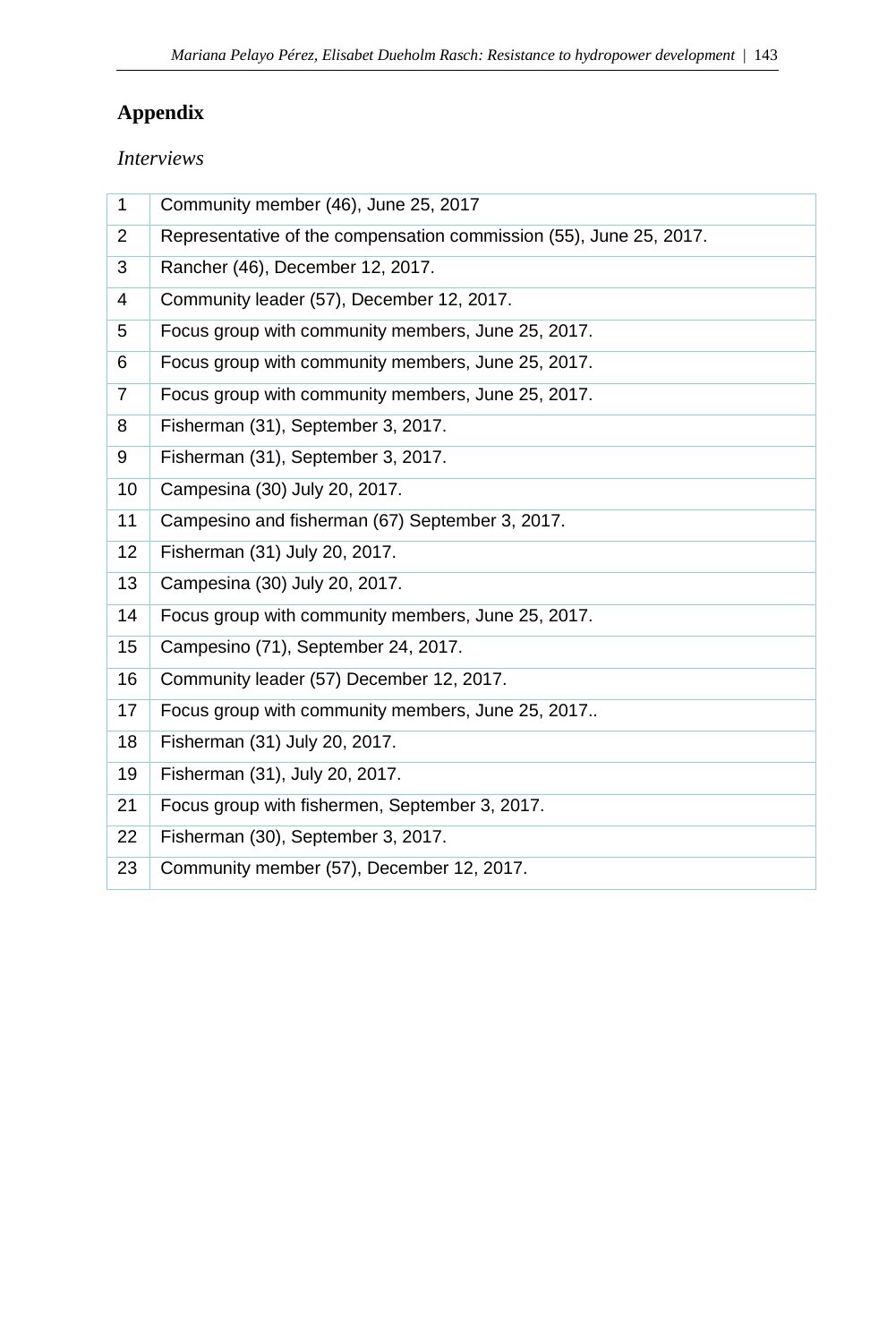## Appendix

*Interviews*

| | |
|---|---|
| 1 | Community member (46), June 25, 2017 |
| 2 | Representative of the compensation commission (55), June 25, 2017. |
| 3 | Rancher (46), December 12, 2017. |
| 4 | Community leader (57), December 12, 2017. |
| 5 | Focus group with community members, June 25, 2017. |
| 6 | Focus group with community members, June 25, 2017. |
| 7 | Focus group with community members, June 25, 2017. |
| 8 | Fisherman (31), September 3, 2017. |
| 9 | Fisherman (31), September 3, 2017. |
| 10 | Campesina (30) July 20, 2017. |
| 11 | Campesino and fisherman (67) September 3, 2017. |
| 12 | Fisherman (31) July 20, 2017. |
| 13 | Campesina (30) July 20, 2017. |
| 14 | Focus group with community members, June 25, 2017. |
| 15 | Campesino (71), September 24, 2017. |
| 16 | Community leader (57) December 12, 2017. |
| 17 | Focus group with community members, June 25, 2017.. |
| 18 | Fisherman (31) July 20, 2017. |
| 19 | Fisherman (31), July 20, 2017. |
| 21 | Focus group with fishermen, September 3, 2017. |
| 22 | Fisherman (30), September 3, 2017. |
| 23 | Community member (57), December 12, 2017. |